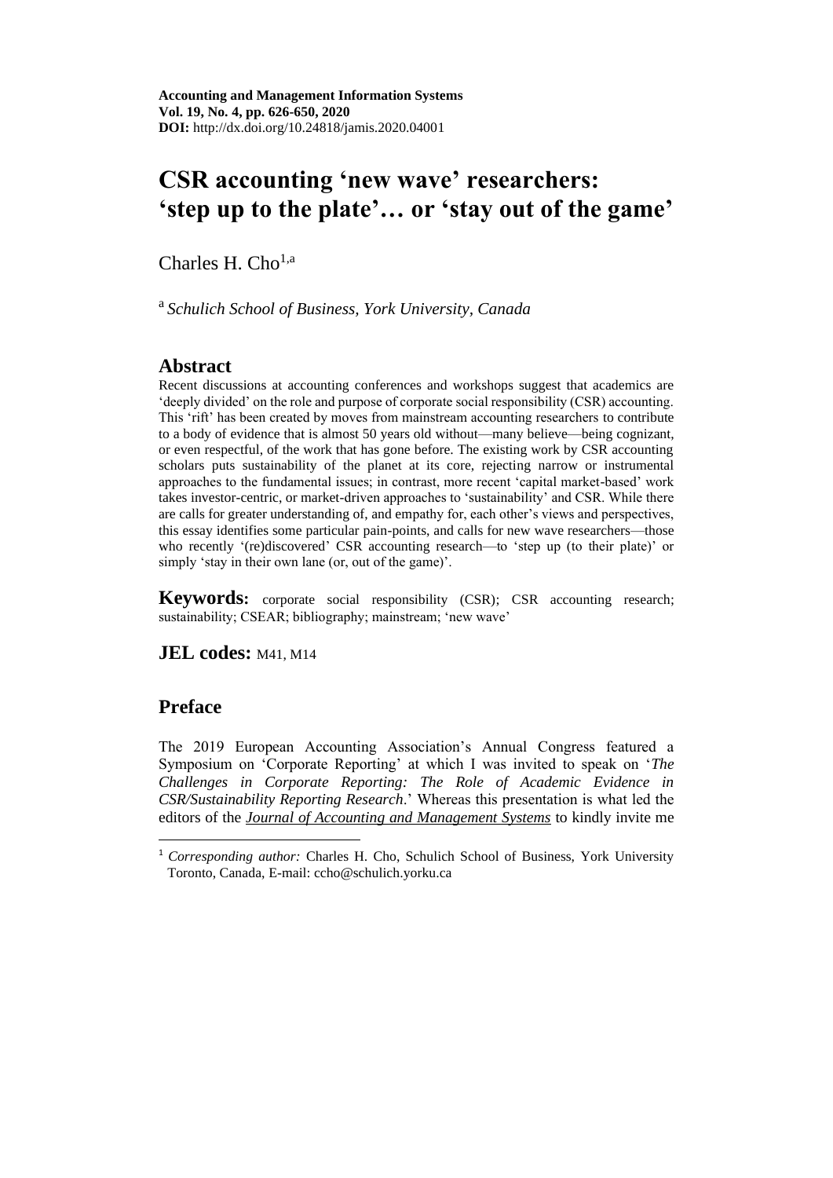**Accounting and Management Information Systems**
**Vol. 19, No. 4, pp. 626-650, 2020**
**DOI:** http://dx.doi.org/10.24818/jamis.2020.04001

# CSR accounting 'new wave' researchers: 'step up to the plate'… or 'stay out of the game'

Charles H. Cho[1,a]

[a] *Schulich School of Business, York University, Canada*

## Abstract

Recent discussions at accounting conferences and workshops suggest that academics are 'deeply divided' on the role and purpose of corporate social responsibility (CSR) accounting. This 'rift' has been created by moves from mainstream accounting researchers to contribute to a body of evidence that is almost 50 years old without—many believe—being cognizant, or even respectful, of the work that has gone before. The existing work by CSR accounting scholars puts sustainability of the planet at its core, rejecting narrow or instrumental approaches to the fundamental issues; in contrast, more recent 'capital market-based' work takes investor-centric, or market-driven approaches to 'sustainability' and CSR. While there are calls for greater understanding of, and empathy for, each other's views and perspectives, this essay identifies some particular pain-points, and calls for new wave researchers—those who recently '(re)discovered' CSR accounting research—to 'step up (to their plate)' or simply 'stay in their own lane (or, out of the game)'.

**Keywords:** corporate social responsibility (CSR); CSR accounting research; sustainability; CSEAR; bibliography; mainstream; 'new wave'

**JEL codes:** M41, M14

## Preface

The 2019 European Accounting Association's Annual Congress featured a Symposium on 'Corporate Reporting' at which I was invited to speak on '*The Challenges in Corporate Reporting: The Role of Academic Evidence in CSR/Sustainability Reporting Research*.' Whereas this presentation is what led the editors of the ***Journal of Accounting and Management Systems*** to kindly invite me

[1] *Corresponding author:* Charles H. Cho, Schulich School of Business, York University Toronto, Canada, E-mail: ccho@schulich.yorku.ca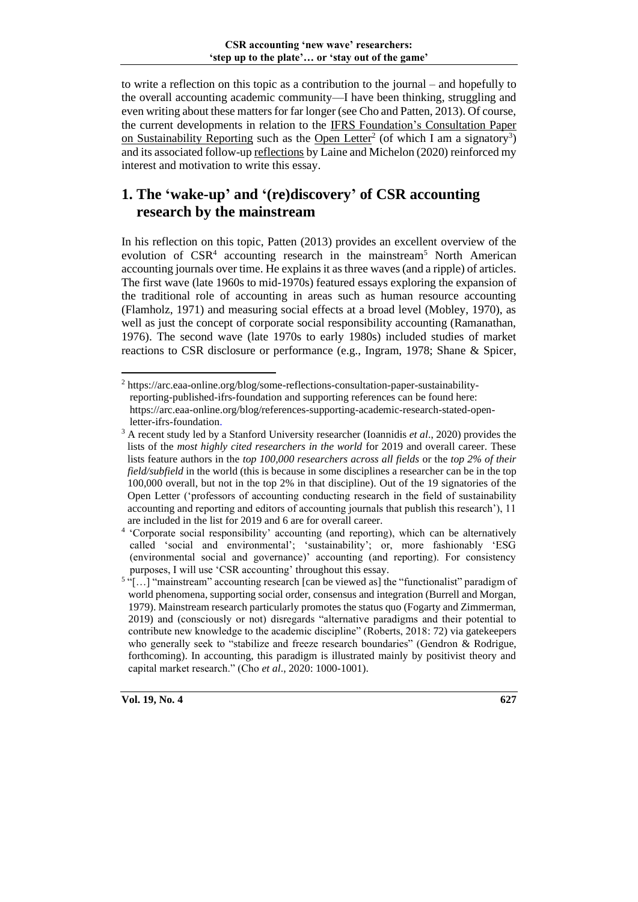to write a reflection on this topic as a contribution to the journal – and hopefully to the overall accounting academic community—I have been thinking, struggling and even writing about these matters for far longer (see Cho and Patten, 2013). Of course, the current developments in relation to the IFRS Foundation's Consultation Paper on Sustainability Reporting such as the Open Letter[2] (of which I am a signatory[3]) and its associated follow-up reflections by Laine and Michelon (2020) reinforced my interest and motivation to write this essay.

## 1. The 'wake-up' and '(re)discovery' of CSR accounting research by the mainstream

In his reflection on this topic, Patten (2013) provides an excellent overview of the evolution of CSR[4] accounting research in the mainstream[5] North American accounting journals over time. He explains it as three waves (and a ripple) of articles. The first wave (late 1960s to mid-1970s) featured essays exploring the expansion of the traditional role of accounting in areas such as human resource accounting (Flamholz, 1971) and measuring social effects at a broad level (Mobley, 1970), as well as just the concept of corporate social responsibility accounting (Ramanathan, 1976). The second wave (late 1970s to early 1980s) included studies of market reactions to CSR disclosure or performance (e.g., Ingram, 1978; Shane & Spicer,

---

[2] https://arc.eaa-online.org/blog/some-reflections-consultation-paper-sustainability-reporting-published-ifrs-foundation and supporting references can be found here: https://arc.eaa-online.org/blog/references-supporting-academic-research-stated-open-letter-ifrs-foundation.

[3] A recent study led by a Stanford University researcher (Ioannidis *et al*., 2020) provides the lists of the *most highly cited researchers in the world* for 2019 and overall career. These lists feature authors in the *top 100,000 researchers across all fields* or the *top 2% of their field/subfield* in the world (this is because in some disciplines a researcher can be in the top 100,000 overall, but not in the top 2% in that discipline). Out of the 19 signatories of the Open Letter ('professors of accounting conducting research in the field of sustainability accounting and reporting and editors of accounting journals that publish this research'), 11 are included in the list for 2019 and 6 are for overall career.

[4] 'Corporate social responsibility' accounting (and reporting), which can be alternatively called 'social and environmental'; 'sustainability'; or, more fashionably 'ESG (environmental social and governance)' accounting (and reporting). For consistency purposes, I will use 'CSR accounting' throughout this essay.

[5] "[…] "mainstream" accounting research [can be viewed as] the "functionalist" paradigm of world phenomena, supporting social order, consensus and integration (Burrell and Morgan, 1979). Mainstream research particularly promotes the status quo (Fogarty and Zimmerman, 2019) and (consciously or not) disregards "alternative paradigms and their potential to contribute new knowledge to the academic discipline" (Roberts, 2018: 72) via gatekeepers who generally seek to "stabilize and freeze research boundaries" (Gendron & Rodrigue, forthcoming). In accounting, this paradigm is illustrated mainly by positivist theory and capital market research." (Cho *et al*., 2020: 1000-1001).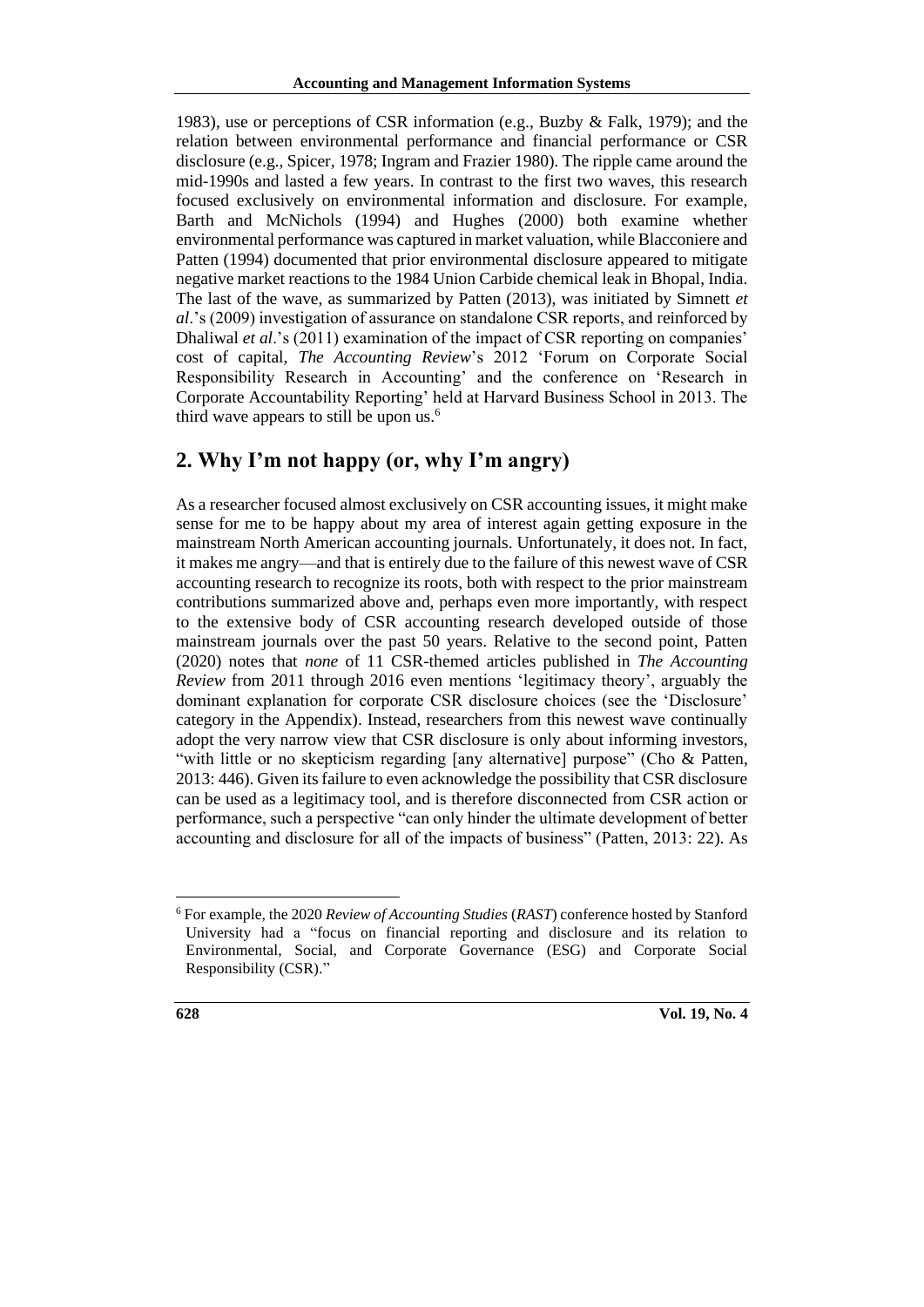1983), use or perceptions of CSR information (e.g., Buzby & Falk, 1979); and the relation between environmental performance and financial performance or CSR disclosure (e.g., Spicer, 1978; Ingram and Frazier 1980). The ripple came around the mid-1990s and lasted a few years. In contrast to the first two waves, this research focused exclusively on environmental information and disclosure. For example, Barth and McNichols (1994) and Hughes (2000) both examine whether environmental performance was captured in market valuation, while Blacconiere and Patten (1994) documented that prior environmental disclosure appeared to mitigate negative market reactions to the 1984 Union Carbide chemical leak in Bhopal, India. The last of the wave, as summarized by Patten (2013), was initiated by Simnett *et al*.'s (2009) investigation of assurance on standalone CSR reports, and reinforced by Dhaliwal *et al*.'s (2011) examination of the impact of CSR reporting on companies' cost of capital, *The Accounting Review*'s 2012 'Forum on Corporate Social Responsibility Research in Accounting' and the conference on 'Research in Corporate Accountability Reporting' held at Harvard Business School in 2013. The third wave appears to still be upon us.[6]

## 2. Why I'm not happy (or, why I'm angry)

As a researcher focused almost exclusively on CSR accounting issues, it might make sense for me to be happy about my area of interest again getting exposure in the mainstream North American accounting journals. Unfortunately, it does not. In fact, it makes me angry—and that is entirely due to the failure of this newest wave of CSR accounting research to recognize its roots, both with respect to the prior mainstream contributions summarized above and, perhaps even more importantly, with respect to the extensive body of CSR accounting research developed outside of those mainstream journals over the past 50 years. Relative to the second point, Patten (2020) notes that *none* of 11 CSR-themed articles published in *The Accounting Review* from 2011 through 2016 even mentions 'legitimacy theory', arguably the dominant explanation for corporate CSR disclosure choices (see the 'Disclosure' category in the Appendix). Instead, researchers from this newest wave continually adopt the very narrow view that CSR disclosure is only about informing investors, "with little or no skepticism regarding [any alternative] purpose" (Cho & Patten, 2013: 446). Given its failure to even acknowledge the possibility that CSR disclosure can be used as a legitimacy tool, and is therefore disconnected from CSR action or performance, such a perspective "can only hinder the ultimate development of better accounting and disclosure for all of the impacts of business" (Patten, 2013: 22). As

[6] For example, the 2020 *Review of Accounting Studies* (*RAST*) conference hosted by Stanford University had a "focus on financial reporting and disclosure and its relation to Environmental, Social, and Corporate Governance (ESG) and Corporate Social Responsibility (CSR)."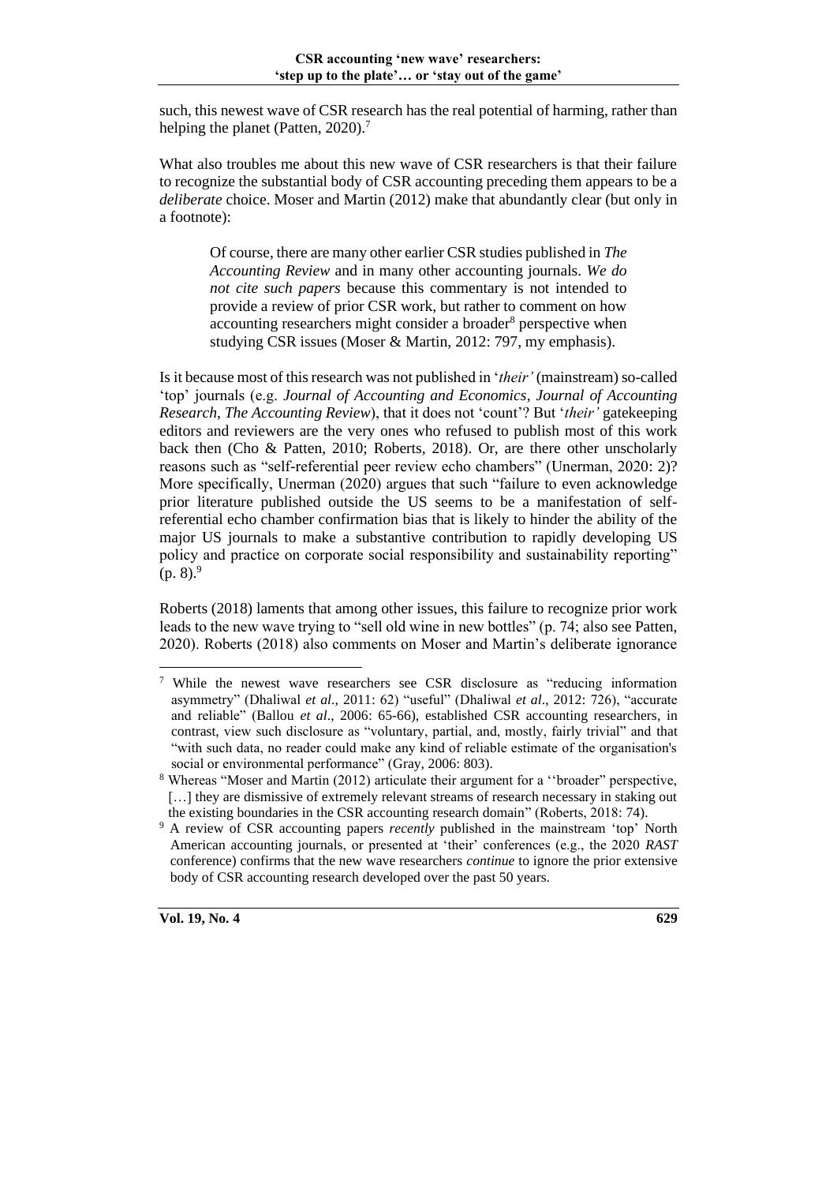such, this newest wave of CSR research has the real potential of harming, rather than helping the planet (Patten, 2020).[7]

What also troubles me about this new wave of CSR researchers is that their failure to recognize the substantial body of CSR accounting preceding them appears to be a *deliberate* choice. Moser and Martin (2012) make that abundantly clear (but only in a footnote):

> Of course, there are many other earlier CSR studies published in *The Accounting Review* and in many other accounting journals. *We do not cite such papers* because this commentary is not intended to provide a review of prior CSR work, but rather to comment on how accounting researchers might consider a broader[8] perspective when studying CSR issues (Moser & Martin, 2012: 797, my emphasis).

Is it because most of this research was not published in '*their'* (mainstream) so-called 'top' journals (e.g. *Journal of Accounting and Economics*, *Journal of Accounting Research*, *The Accounting Review*), that it does not 'count'? But '*their'* gatekeeping editors and reviewers are the very ones who refused to publish most of this work back then (Cho & Patten, 2010; Roberts, 2018). Or, are there other unscholarly reasons such as "self-referential peer review echo chambers" (Unerman, 2020: 2)? More specifically, Unerman (2020) argues that such "failure to even acknowledge prior literature published outside the US seems to be a manifestation of self-referential echo chamber confirmation bias that is likely to hinder the ability of the major US journals to make a substantive contribution to rapidly developing US policy and practice on corporate social responsibility and sustainability reporting" (p. 8).[9]

Roberts (2018) laments that among other issues, this failure to recognize prior work leads to the new wave trying to "sell old wine in new bottles" (p. 74; also see Patten, 2020). Roberts (2018) also comments on Moser and Martin's deliberate ignorance

---

[7] While the newest wave researchers see CSR disclosure as "reducing information asymmetry" (Dhaliwal *et al*., 2011: 62) "useful" (Dhaliwal *et al*., 2012: 726), "accurate and reliable" (Ballou *et al*., 2006: 65-66), established CSR accounting researchers, in contrast, view such disclosure as "voluntary, partial, and, mostly, fairly trivial" and that "with such data, no reader could make any kind of reliable estimate of the organisation's social or environmental performance" (Gray, 2006: 803).

[8] Whereas "Moser and Martin (2012) articulate their argument for a ''broader'' perspective, [...] they are dismissive of extremely relevant streams of research necessary in staking out the existing boundaries in the CSR accounting research domain" (Roberts, 2018: 74).

[9] A review of CSR accounting papers *recently* published in the mainstream 'top' North American accounting journals, or presented at 'their' conferences (e.g., the 2020 *RAST* conference) confirms that the new wave researchers *continue* to ignore the prior extensive body of CSR accounting research developed over the past 50 years.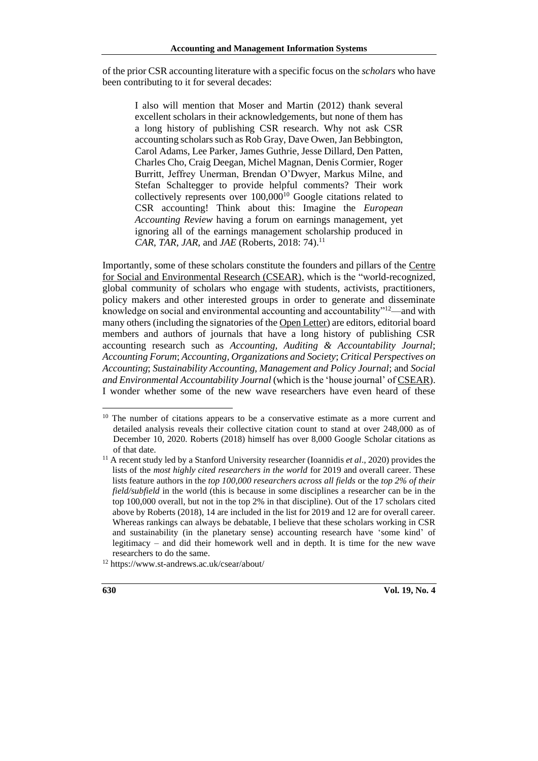of the prior CSR accounting literature with a specific focus on the *scholars* who have been contributing to it for several decades:

> I also will mention that Moser and Martin (2012) thank several excellent scholars in their acknowledgements, but none of them has a long history of publishing CSR research. Why not ask CSR accounting scholars such as Rob Gray, Dave Owen, Jan Bebbington, Carol Adams, Lee Parker, James Guthrie, Jesse Dillard, Den Patten, Charles Cho, Craig Deegan, Michel Magnan, Denis Cormier, Roger Burritt, Jeffrey Unerman, Brendan O'Dwyer, Markus Milne, and Stefan Schaltegger to provide helpful comments? Their work collectively represents over 100,000[10] Google citations related to CSR accounting! Think about this: Imagine the *European Accounting Review* having a forum on earnings management, yet ignoring all of the earnings management scholarship produced in *CAR*, *TAR*, *JAR*, and *JAE* (Roberts, 2018: 74).[11]

Importantly, some of these scholars constitute the founders and pillars of the Centre for Social and Environmental Research (CSEAR), which is the "world-recognized, global community of scholars who engage with students, activists, practitioners, policy makers and other interested groups in order to generate and disseminate knowledge on social and environmental accounting and accountability"[12]—and with many others (including the signatories of the Open Letter) are editors, editorial board members and authors of journals that have a long history of publishing CSR accounting research such as *Accounting, Auditing & Accountability Journal*; *Accounting Forum*; *Accounting, Organizations and Society*; *Critical Perspectives on Accounting*; *Sustainability Accounting, Management and Policy Journal*; and *Social and Environmental Accountability Journal* (which is the 'house journal' of CSEAR). I wonder whether some of the new wave researchers have even heard of these

---

[10] The number of citations appears to be a conservative estimate as a more current and detailed analysis reveals their collective citation count to stand at over 248,000 as of December 10, 2020. Roberts (2018) himself has over 8,000 Google Scholar citations as of that date.

[11] A recent study led by a Stanford University researcher (Ioannidis *et al*., 2020) provides the lists of the *most highly cited researchers in the world* for 2019 and overall career. These lists feature authors in the *top 100,000 researchers across all fields* or the *top 2% of their field/subfield* in the world (this is because in some disciplines a researcher can be in the top 100,000 overall, but not in the top 2% in that discipline). Out of the 17 scholars cited above by Roberts (2018), 14 are included in the list for 2019 and 12 are for overall career. Whereas rankings can always be debatable, I believe that these scholars working in CSR and sustainability (in the planetary sense) accounting research have 'some kind' of legitimacy – and did their homework well and in depth. It is time for the new wave researchers to do the same.

[12] https://www.st-andrews.ac.uk/csear/about/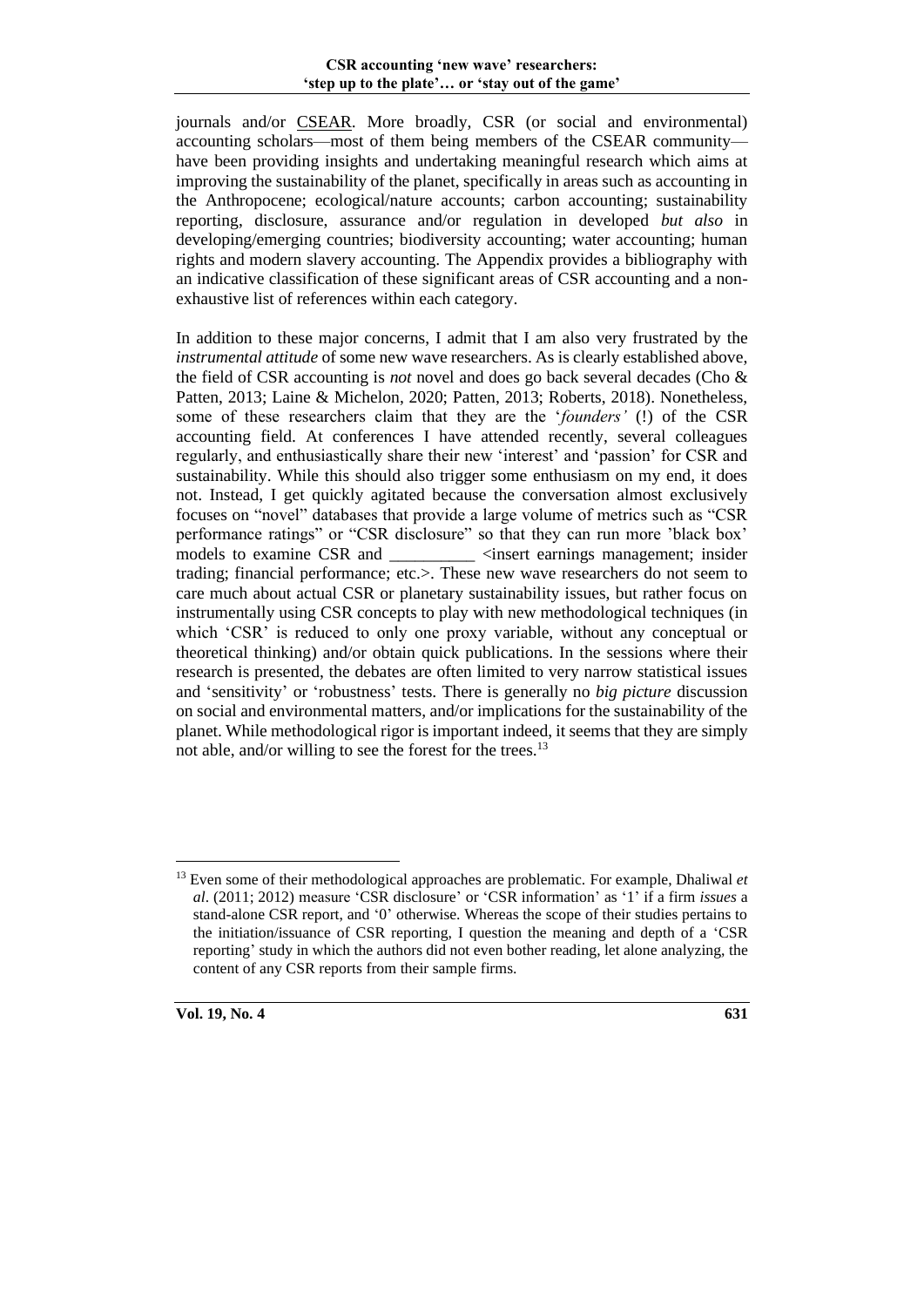journals and/or CSEAR. More broadly, CSR (or social and environmental) accounting scholars—most of them being members of the CSEAR community—have been providing insights and undertaking meaningful research which aims at improving the sustainability of the planet, specifically in areas such as accounting in the Anthropocene; ecological/nature accounts; carbon accounting; sustainability reporting, disclosure, assurance and/or regulation in developed *but also* in developing/emerging countries; biodiversity accounting; water accounting; human rights and modern slavery accounting. The Appendix provides a bibliography with an indicative classification of these significant areas of CSR accounting and a non-exhaustive list of references within each category.

In addition to these major concerns, I admit that I am also very frustrated by the *instrumental attitude* of some new wave researchers. As is clearly established above, the field of CSR accounting is *not* novel and does go back several decades (Cho & Patten, 2013; Laine & Michelon, 2020; Patten, 2013; Roberts, 2018). Nonetheless, some of these researchers claim that they are the '*founders'* (!) of the CSR accounting field. At conferences I have attended recently, several colleagues regularly, and enthusiastically share their new 'interest' and 'passion' for CSR and sustainability. While this should also trigger some enthusiasm on my end, it does not. Instead, I get quickly agitated because the conversation almost exclusively focuses on "novel" databases that provide a large volume of metrics such as "CSR performance ratings" or "CSR disclosure" so that they can run more 'black box' models to examine CSR and __________ <insert earnings management; insider trading; financial performance; etc.>. These new wave researchers do not seem to care much about actual CSR or planetary sustainability issues, but rather focus on instrumentally using CSR concepts to play with new methodological techniques (in which 'CSR' is reduced to only one proxy variable, without any conceptual or theoretical thinking) and/or obtain quick publications. In the sessions where their research is presented, the debates are often limited to very narrow statistical issues and 'sensitivity' or 'robustness' tests. There is generally no *big picture* discussion on social and environmental matters, and/or implications for the sustainability of the planet. While methodological rigor is important indeed, it seems that they are simply not able, and/or willing to see the forest for the trees.[13]

[13] Even some of their methodological approaches are problematic. For example, Dhaliwal *et al*. (2011; 2012) measure 'CSR disclosure' or 'CSR information' as '1' if a firm *issues* a stand-alone CSR report, and '0' otherwise. Whereas the scope of their studies pertains to the initiation/issuance of CSR reporting, I question the meaning and depth of a 'CSR reporting' study in which the authors did not even bother reading, let alone analyzing, the content of any CSR reports from their sample firms.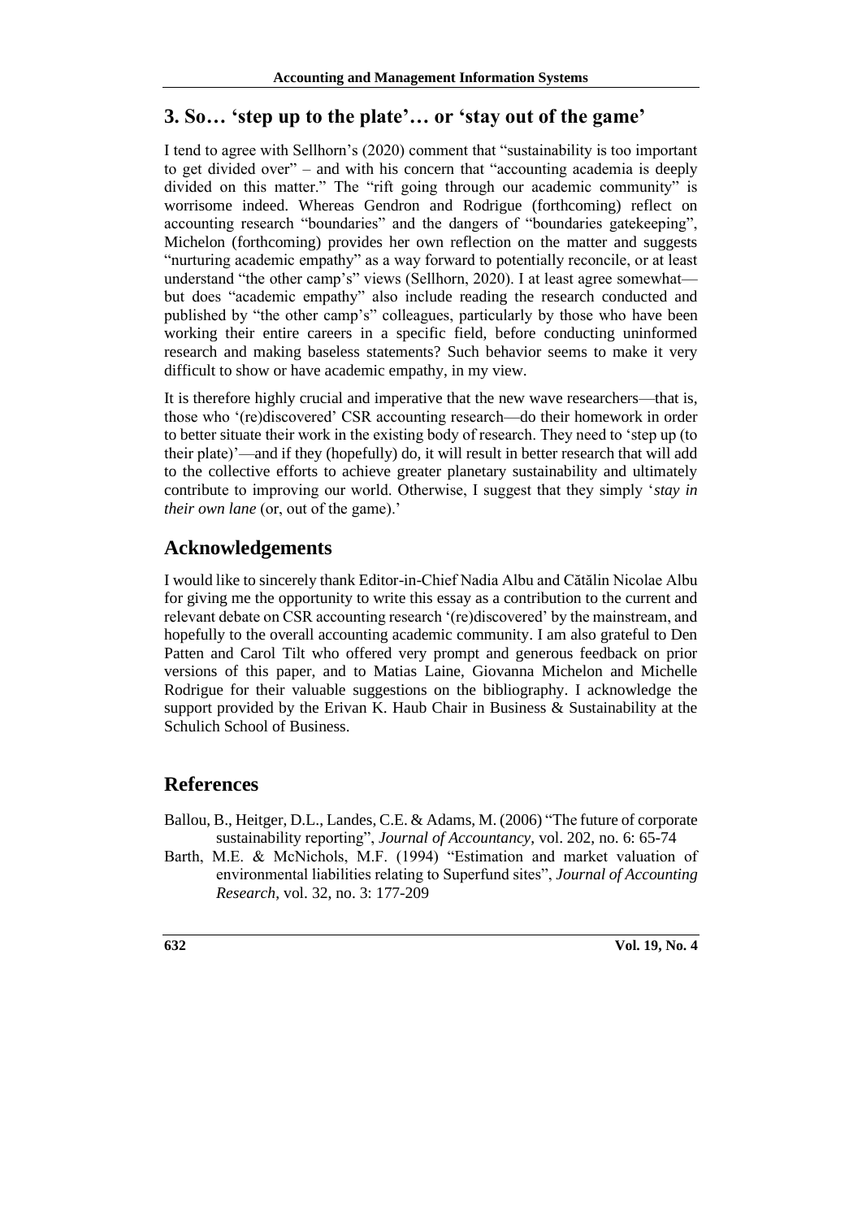## 3. So… 'step up to the plate'… or 'stay out of the game'

I tend to agree with Sellhorn's (2020) comment that "sustainability is too important to get divided over" – and with his concern that "accounting academia is deeply divided on this matter." The "rift going through our academic community" is worrisome indeed. Whereas Gendron and Rodrigue (forthcoming) reflect on accounting research "boundaries" and the dangers of "boundaries gatekeeping", Michelon (forthcoming) provides her own reflection on the matter and suggests "nurturing academic empathy" as a way forward to potentially reconcile, or at least understand "the other camp's" views (Sellhorn, 2020). I at least agree somewhat—but does "academic empathy" also include reading the research conducted and published by "the other camp's" colleagues, particularly by those who have been working their entire careers in a specific field, before conducting uninformed research and making baseless statements? Such behavior seems to make it very difficult to show or have academic empathy, in my view.

It is therefore highly crucial and imperative that the new wave researchers—that is, those who '(re)discovered' CSR accounting research—do their homework in order to better situate their work in the existing body of research. They need to 'step up (to their plate)'—and if they (hopefully) do, it will result in better research that will add to the collective efforts to achieve greater planetary sustainability and ultimately contribute to improving our world. Otherwise, I suggest that they simply '*stay in their own lane* (or, out of the game).'

## Acknowledgements

I would like to sincerely thank Editor-in-Chief Nadia Albu and Cătălin Nicolae Albu for giving me the opportunity to write this essay as a contribution to the current and relevant debate on CSR accounting research '(re)discovered' by the mainstream, and hopefully to the overall accounting academic community. I am also grateful to Den Patten and Carol Tilt who offered very prompt and generous feedback on prior versions of this paper, and to Matias Laine, Giovanna Michelon and Michelle Rodrigue for their valuable suggestions on the bibliography. I acknowledge the support provided by the Erivan K. Haub Chair in Business & Sustainability at the Schulich School of Business.

## References

Ballou, B., Heitger, D.L., Landes, C.E. & Adams, M. (2006) "The future of corporate sustainability reporting", *Journal of Accountancy*, vol. 202, no. 6: 65-74

Barth, M.E. & McNichols, M.F. (1994) "Estimation and market valuation of environmental liabilities relating to Superfund sites", *Journal of Accounting Research*, vol. 32, no. 3: 177-209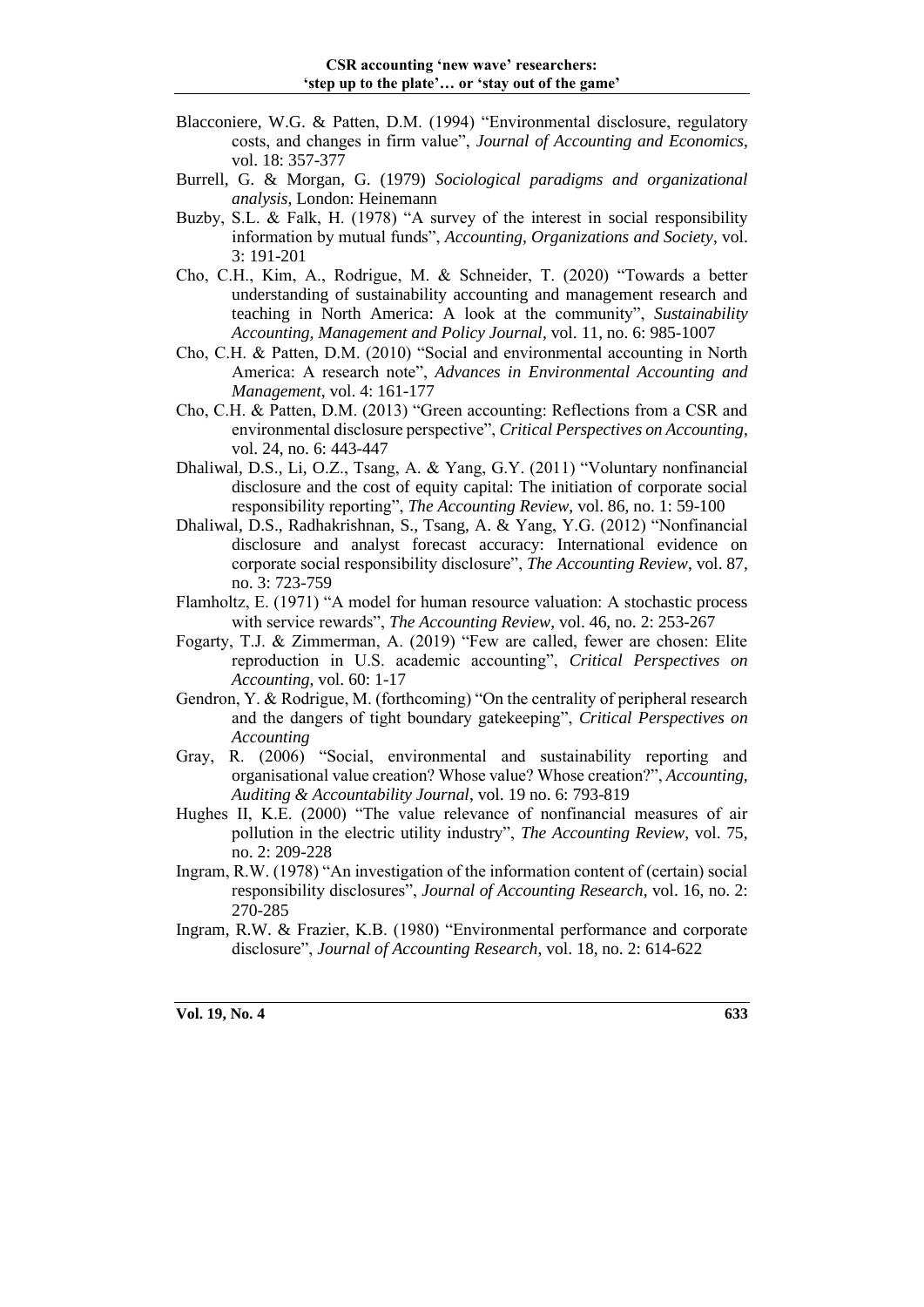Blacconiere, W.G. & Patten, D.M. (1994) "Environmental disclosure, regulatory costs, and changes in firm value", *Journal of Accounting and Economics*, vol. 18: 357-377

Burrell, G. & Morgan, G. (1979) *Sociological paradigms and organizational analysis*, London: Heinemann

Buzby, S.L. & Falk, H. (1978) "A survey of the interest in social responsibility information by mutual funds", *Accounting, Organizations and Society*, vol. 3: 191-201

Cho, C.H., Kim, A., Rodrigue, M. & Schneider, T. (2020) "Towards a better understanding of sustainability accounting and management research and teaching in North America: A look at the community", *Sustainability Accounting, Management and Policy Journal*, vol. 11, no. 6: 985-1007

Cho, C.H. & Patten, D.M. (2010) "Social and environmental accounting in North America: A research note", *Advances in Environmental Accounting and Management*, vol. 4: 161-177

Cho, C.H. & Patten, D.M. (2013) "Green accounting: Reflections from a CSR and environmental disclosure perspective", *Critical Perspectives on Accounting*, vol. 24, no. 6: 443-447

Dhaliwal, D.S., Li, O.Z., Tsang, A. & Yang, G.Y. (2011) "Voluntary nonfinancial disclosure and the cost of equity capital: The initiation of corporate social responsibility reporting", *The Accounting Review*, vol. 86, no. 1: 59-100

Dhaliwal, D.S., Radhakrishnan, S., Tsang, A. & Yang, Y.G. (2012) "Nonfinancial disclosure and analyst forecast accuracy: International evidence on corporate social responsibility disclosure", *The Accounting Review*, vol. 87, no. 3: 723-759

Flamholtz, E. (1971) "A model for human resource valuation: A stochastic process with service rewards", *The Accounting Review*, vol. 46, no. 2: 253-267

Fogarty, T.J. & Zimmerman, A. (2019) "Few are called, fewer are chosen: Elite reproduction in U.S. academic accounting", *Critical Perspectives on Accounting*, vol. 60: 1-17

Gendron, Y. & Rodrigue, M. (forthcoming) "On the centrality of peripheral research and the dangers of tight boundary gatekeeping", *Critical Perspectives on Accounting*

Gray, R. (2006) "Social, environmental and sustainability reporting and organisational value creation? Whose value? Whose creation?", *Accounting, Auditing & Accountability Journal*, vol. 19 no. 6: 793-819

Hughes II, K.E. (2000) "The value relevance of nonfinancial measures of air pollution in the electric utility industry", *The Accounting Review*, vol. 75, no. 2: 209-228

Ingram, R.W. (1978) "An investigation of the information content of (certain) social responsibility disclosures", *Journal of Accounting Research*, vol. 16, no. 2: 270-285

Ingram, R.W. & Frazier, K.B. (1980) "Environmental performance and corporate disclosure", *Journal of Accounting Research*, vol. 18, no. 2: 614-622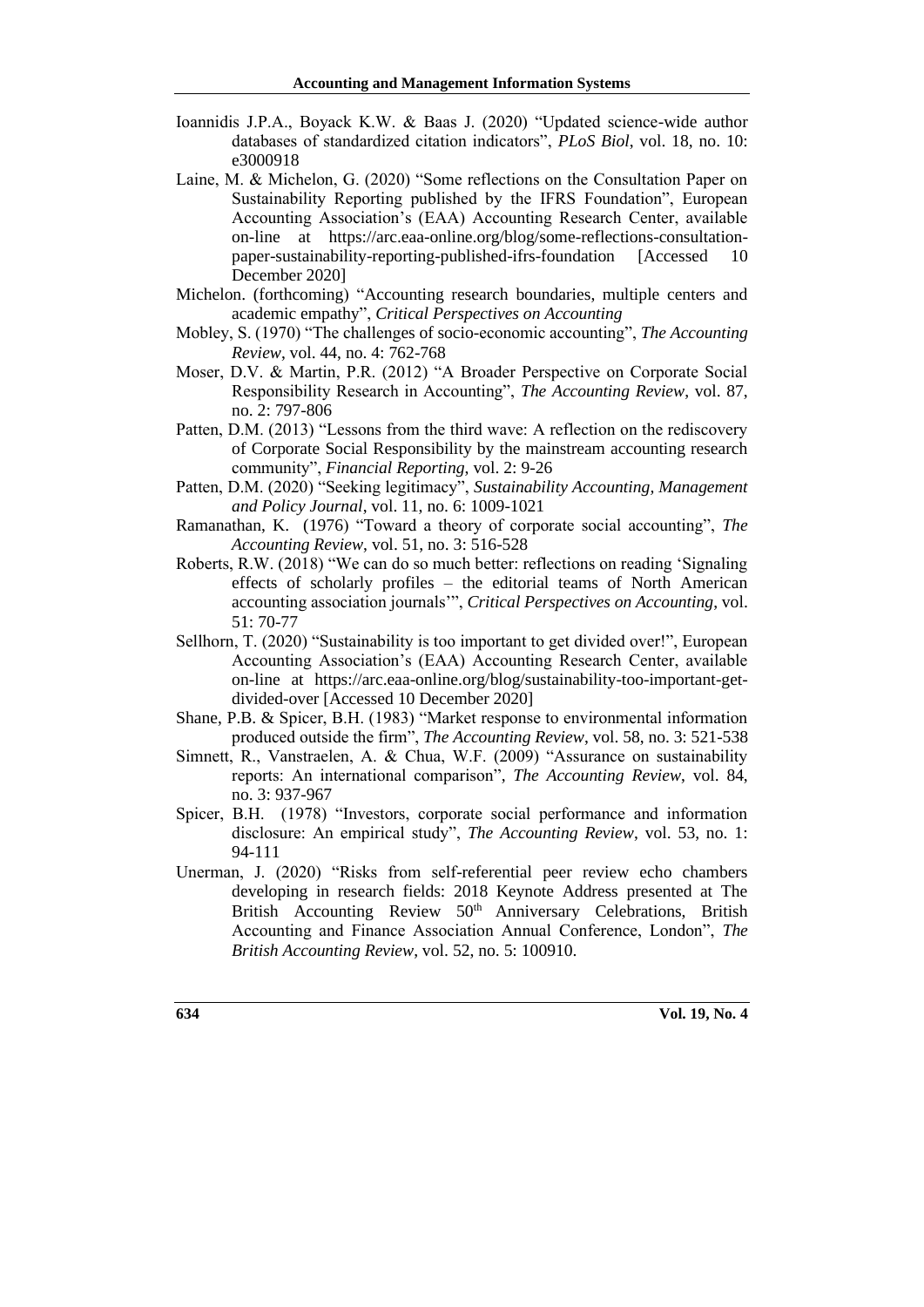Ioannidis J.P.A., Boyack K.W. & Baas J. (2020) "Updated science-wide author databases of standardized citation indicators", *PLoS Biol*, vol. 18, no. 10: e3000918

Laine, M. & Michelon, G. (2020) "Some reflections on the Consultation Paper on Sustainability Reporting published by the IFRS Foundation", European Accounting Association's (EAA) Accounting Research Center, available on-line at https://arc.eaa-online.org/blog/some-reflections-consultation-paper-sustainability-reporting-published-ifrs-foundation [Accessed 10 December 2020]

Michelon. (forthcoming) "Accounting research boundaries, multiple centers and academic empathy", *Critical Perspectives on Accounting*

Mobley, S. (1970) "The challenges of socio-economic accounting", *The Accounting Review*, vol. 44, no. 4: 762-768

Moser, D.V. & Martin, P.R. (2012) "A Broader Perspective on Corporate Social Responsibility Research in Accounting", *The Accounting Review*, vol. 87, no. 2: 797-806

Patten, D.M. (2013) "Lessons from the third wave: A reflection on the rediscovery of Corporate Social Responsibility by the mainstream accounting research community", *Financial Reporting*, vol. 2: 9-26

Patten, D.M. (2020) "Seeking legitimacy", *Sustainability Accounting, Management and Policy Journal*, vol. 11, no. 6: 1009-1021

Ramanathan, K. (1976) "Toward a theory of corporate social accounting", *The Accounting Review*, vol. 51, no. 3: 516-528

Roberts, R.W. (2018) "We can do so much better: reflections on reading 'Signaling effects of scholarly profiles – the editorial teams of North American accounting association journals'", *Critical Perspectives on Accounting*, vol. 51: 70-77

Sellhorn, T. (2020) "Sustainability is too important to get divided over!", European Accounting Association's (EAA) Accounting Research Center, available on-line at https://arc.eaa-online.org/blog/sustainability-too-important-get-divided-over [Accessed 10 December 2020]

Shane, P.B. & Spicer, B.H. (1983) "Market response to environmental information produced outside the firm", *The Accounting Review*, vol. 58, no. 3: 521-538

Simnett, R., Vanstraelen, A. & Chua, W.F. (2009) "Assurance on sustainability reports: An international comparison", *The Accounting Review*, vol. 84, no. 3: 937-967

Spicer, B.H. (1978) "Investors, corporate social performance and information disclosure: An empirical study", *The Accounting Review*, vol. 53, no. 1: 94-111

Unerman, J. (2020) "Risks from self-referential peer review echo chambers developing in research fields: 2018 Keynote Address presented at The British Accounting Review 50th Anniversary Celebrations, British Accounting and Finance Association Annual Conference, London", *The British Accounting Review*, vol. 52, no. 5: 100910.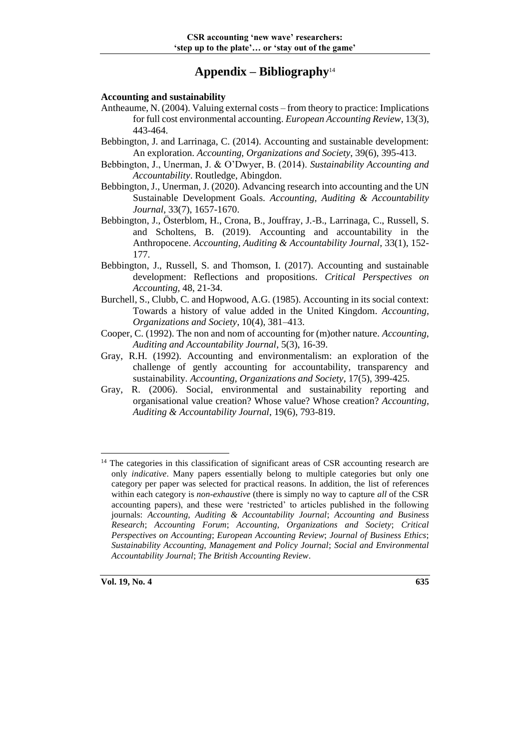# Appendix – Bibliography[14]

**Accounting and sustainability**

Antheaume, N. (2004). Valuing external costs – from theory to practice: Implications for full cost environmental accounting. *European Accounting Review*, 13(3), 443-464.

Bebbington, J. and Larrinaga, C. (2014). Accounting and sustainable development: An exploration. *Accounting, Organizations and Society*, 39(6), 395-413.

Bebbington, J., Unerman, J. & O'Dwyer, B. (2014). *Sustainability Accounting and Accountability*. Routledge, Abingdon.

Bebbington, J., Unerman, J. (2020). Advancing research into accounting and the UN Sustainable Development Goals. *Accounting, Auditing & Accountability Journal*, 33(7), 1657-1670.

Bebbington, J., Österblom, H., Crona, B., Jouffray, J.-B., Larrinaga, C., Russell, S. and Scholtens, B. (2019). Accounting and accountability in the Anthropocene. *Accounting, Auditing & Accountability Journal*, 33(1), 152-177.

Bebbington, J., Russell, S. and Thomson, I. (2017). Accounting and sustainable development: Reflections and propositions. *Critical Perspectives on Accounting,* 48, 21-34.

Burchell, S., Clubb, C. and Hopwood, A.G. (1985). Accounting in its social context: Towards a history of value added in the United Kingdom. *Accounting, Organizations and Society*, 10(4), 381–413.

Cooper, C. (1992). The non and nom of accounting for (m)other nature. *Accounting, Auditing and Accountability Journal*, 5(3), 16-39.

Gray, R.H. (1992). Accounting and environmentalism: an exploration of the challenge of gently accounting for accountability, transparency and sustainability. *Accounting, Organizations and Society*, 17(5), 399-425.

Gray, R. (2006). Social, environmental and sustainability reporting and organisational value creation? Whose value? Whose creation? *Accounting, Auditing & Accountability Journal*, 19(6), 793-819.

---

[14] The categories in this classification of significant areas of CSR accounting research are only *indicative*. Many papers essentially belong to multiple categories but only one category per paper was selected for practical reasons. In addition, the list of references within each category is *non-exhaustive* (there is simply no way to capture *all* of the CSR accounting papers), and these were 'restricted' to articles published in the following journals: *Accounting, Auditing & Accountability Journal*; *Accounting and Business Research*; *Accounting Forum*; *Accounting, Organizations and Society*; *Critical Perspectives on Accounting*; *European Accounting Review*; *Journal of Business Ethics*; *Sustainability Accounting, Management and Policy Journal*; *Social and Environmental Accountability Journal*; *The British Accounting Review*.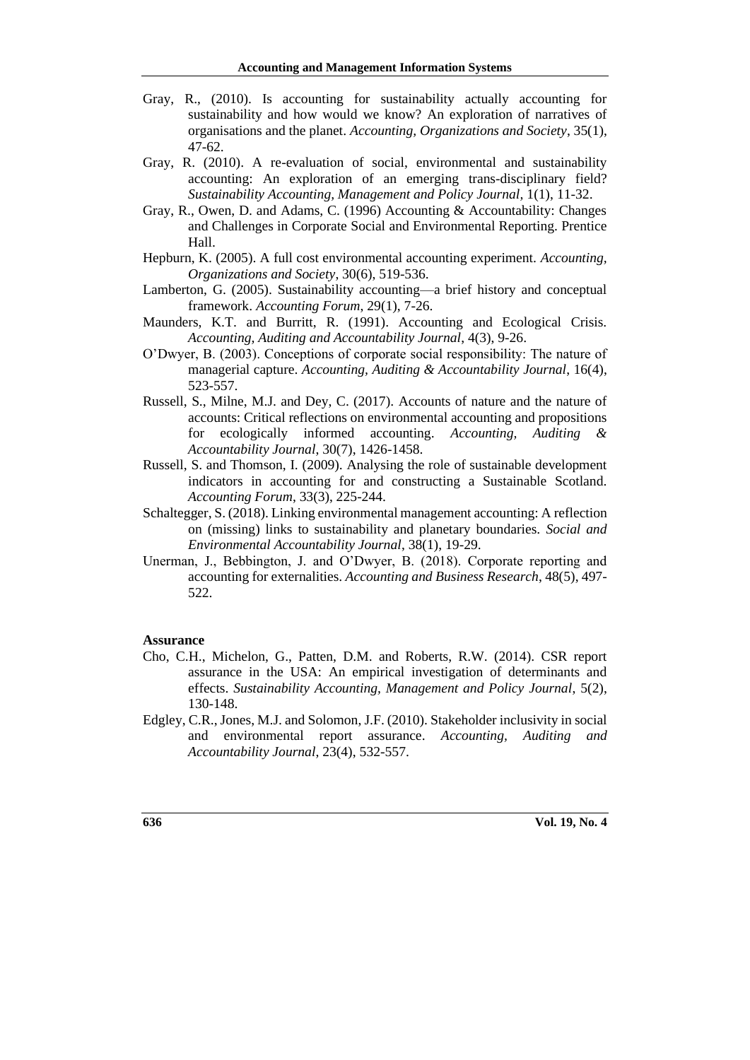Gray, R., (2010). Is accounting for sustainability actually accounting for sustainability and how would we know? An exploration of narratives of organisations and the planet. *Accounting, Organizations and Society*, 35(1), 47-62.

Gray, R. (2010). A re-evaluation of social, environmental and sustainability accounting: An exploration of an emerging trans-disciplinary field? *Sustainability Accounting, Management and Policy Journal*, 1(1), 11-32.

Gray, R., Owen, D. and Adams, C. (1996) Accounting & Accountability: Changes and Challenges in Corporate Social and Environmental Reporting. Prentice Hall.

Hepburn, K. (2005). A full cost environmental accounting experiment. *Accounting, Organizations and Society*, 30(6), 519-536.

Lamberton, G. (2005). Sustainability accounting—a brief history and conceptual framework. *Accounting Forum*, 29(1), 7-26.

Maunders, K.T. and Burritt, R. (1991). Accounting and Ecological Crisis. *Accounting, Auditing and Accountability Journal*, 4(3), 9-26.

O'Dwyer, B. (2003). Conceptions of corporate social responsibility: The nature of managerial capture. *Accounting, Auditing & Accountability Journal*, 16(4), 523-557.

Russell, S., Milne, M.J. and Dey, C. (2017). Accounts of nature and the nature of accounts: Critical reflections on environmental accounting and propositions for ecologically informed accounting. *Accounting, Auditing & Accountability Journal*, 30(7), 1426-1458.

Russell, S. and Thomson, I. (2009). Analysing the role of sustainable development indicators in accounting for and constructing a Sustainable Scotland. *Accounting Forum*, 33(3), 225-244.

Schaltegger, S. (2018). Linking environmental management accounting: A reflection on (missing) links to sustainability and planetary boundaries. *Social and Environmental Accountability Journal*, 38(1), 19-29.

Unerman, J., Bebbington, J. and O'Dwyer, B. (2018). Corporate reporting and accounting for externalities. *Accounting and Business Research*, 48(5), 497-522.

**Assurance**

Cho, C.H., Michelon, G., Patten, D.M. and Roberts, R.W. (2014). CSR report assurance in the USA: An empirical investigation of determinants and effects. *Sustainability Accounting, Management and Policy Journal*, 5(2), 130-148.

Edgley, C.R., Jones, M.J. and Solomon, J.F. (2010). Stakeholder inclusivity in social and environmental report assurance. *Accounting, Auditing and Accountability Journal*, 23(4), 532-557.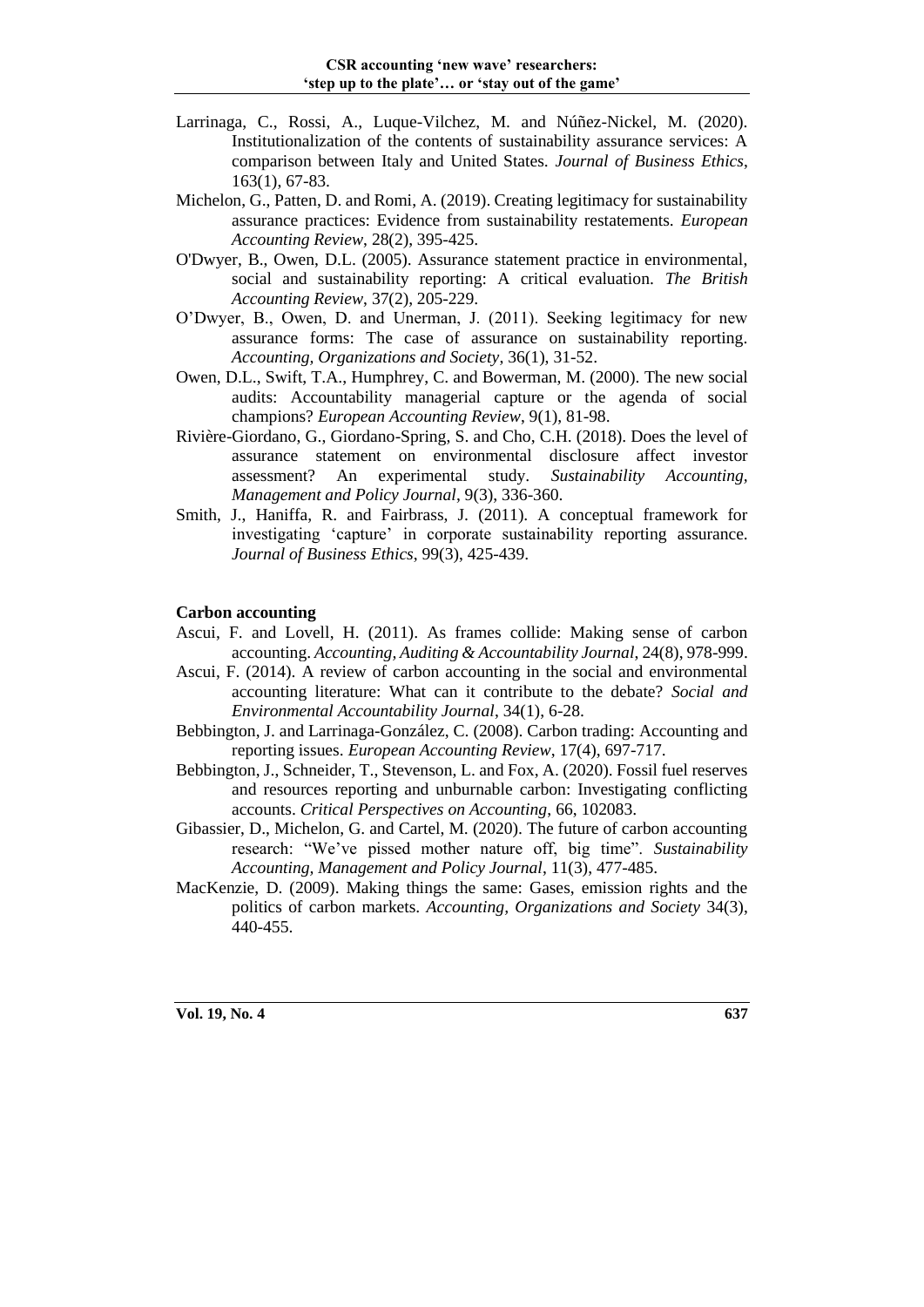Larrinaga, C., Rossi, A., Luque-Vilchez, M. and Núñez-Nickel, M. (2020). Institutionalization of the contents of sustainability assurance services: A comparison between Italy and United States. *Journal of Business Ethics*, 163(1), 67-83.

Michelon, G., Patten, D. and Romi, A. (2019). Creating legitimacy for sustainability assurance practices: Evidence from sustainability restatements. *European Accounting Review*, 28(2), 395-425.

O'Dwyer, B., Owen, D.L. (2005). Assurance statement practice in environmental, social and sustainability reporting: A critical evaluation. *The British Accounting Review*, 37(2), 205-229.

O'Dwyer, B., Owen, D. and Unerman, J. (2011). Seeking legitimacy for new assurance forms: The case of assurance on sustainability reporting. *Accounting, Organizations and Society*, 36(1), 31-52.

Owen, D.L., Swift, T.A., Humphrey, C. and Bowerman, M. (2000). The new social audits: Accountability managerial capture or the agenda of social champions? *European Accounting Review*, 9(1), 81-98.

Rivière-Giordano, G., Giordano-Spring, S. and Cho, C.H. (2018). Does the level of assurance statement on environmental disclosure affect investor assessment? An experimental study. *Sustainability Accounting, Management and Policy Journal*, 9(3), 336-360.

Smith, J., Haniffa, R. and Fairbrass, J. (2011). A conceptual framework for investigating 'capture' in corporate sustainability reporting assurance. *Journal of Business Ethics*, 99(3), 425-439.

**Carbon accounting**

Ascui, F. and Lovell, H. (2011). As frames collide: Making sense of carbon accounting. *Accounting, Auditing & Accountability Journal*, 24(8), 978-999.

Ascui, F. (2014). A review of carbon accounting in the social and environmental accounting literature: What can it contribute to the debate? *Social and Environmental Accountability Journal*, 34(1), 6-28.

Bebbington, J. and Larrinaga-González, C. (2008). Carbon trading: Accounting and reporting issues. *European Accounting Review*, 17(4), 697-717.

Bebbington, J., Schneider, T., Stevenson, L. and Fox, A. (2020). Fossil fuel reserves and resources reporting and unburnable carbon: Investigating conflicting accounts. *Critical Perspectives on Accounting*, 66, 102083.

Gibassier, D., Michelon, G. and Cartel, M. (2020). The future of carbon accounting research: "We've pissed mother nature off, big time". *Sustainability Accounting, Management and Policy Journal*, 11(3), 477-485.

MacKenzie, D. (2009). Making things the same: Gases, emission rights and the politics of carbon markets. *Accounting, Organizations and Society* 34(3), 440-455.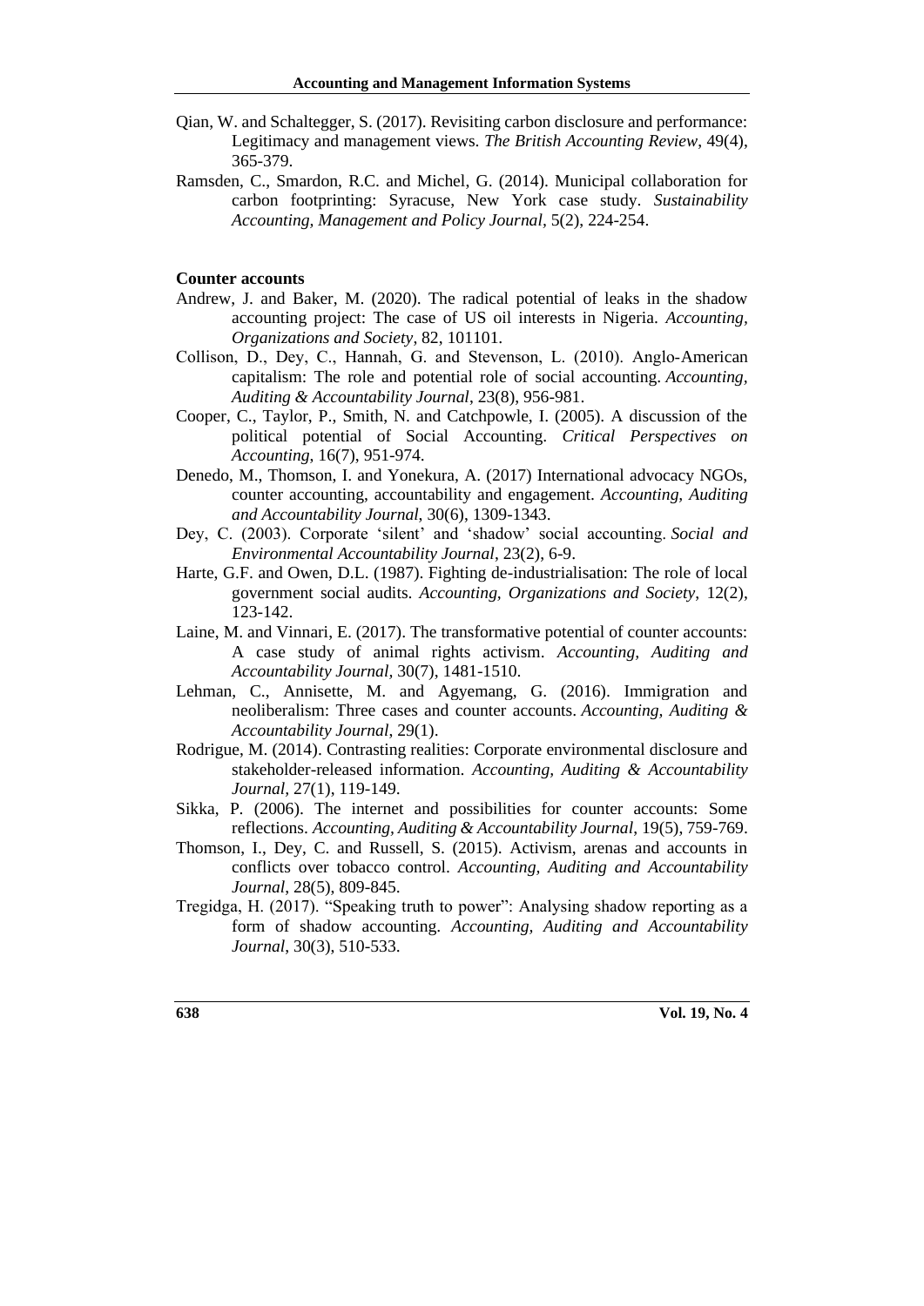Qian, W. and Schaltegger, S. (2017). Revisiting carbon disclosure and performance: Legitimacy and management views. *The British Accounting Review*, 49(4), 365-379.

Ramsden, C., Smardon, R.C. and Michel, G. (2014). Municipal collaboration for carbon footprinting: Syracuse, New York case study. *Sustainability Accounting, Management and Policy Journal*, 5(2), 224-254.

**Counter accounts**

Andrew, J. and Baker, M. (2020). The radical potential of leaks in the shadow accounting project: The case of US oil interests in Nigeria. *Accounting, Organizations and Society*, 82, 101101.

Collison, D., Dey, C., Hannah, G. and Stevenson, L. (2010). Anglo-American capitalism: The role and potential role of social accounting. *Accounting, Auditing & Accountability Journal*, 23(8), 956-981.

Cooper, C., Taylor, P., Smith, N. and Catchpowle, I. (2005). A discussion of the political potential of Social Accounting. *Critical Perspectives on Accounting*, 16(7), 951-974.

Denedo, M., Thomson, I. and Yonekura, A. (2017) International advocacy NGOs, counter accounting, accountability and engagement. *Accounting, Auditing and Accountability Journal*, 30(6), 1309-1343.

Dey, C. (2003). Corporate 'silent' and 'shadow' social accounting. *Social and Environmental Accountability Journal*, 23(2), 6-9.

Harte, G.F. and Owen, D.L. (1987). Fighting de-industrialisation: The role of local government social audits. *Accounting, Organizations and Society*, 12(2), 123-142.

Laine, M. and Vinnari, E. (2017). The transformative potential of counter accounts: A case study of animal rights activism. *Accounting, Auditing and Accountability Journal*, 30(7), 1481-1510.

Lehman, C., Annisette, M. and Agyemang, G. (2016). Immigration and neoliberalism: Three cases and counter accounts. *Accounting, Auditing & Accountability Journal*, 29(1).

Rodrigue, M. (2014). Contrasting realities: Corporate environmental disclosure and stakeholder-released information. *Accounting, Auditing & Accountability Journal*, 27(1), 119-149.

Sikka, P. (2006). The internet and possibilities for counter accounts: Some reflections. *Accounting, Auditing & Accountability Journal*, 19(5), 759-769.

Thomson, I., Dey, C. and Russell, S. (2015). Activism, arenas and accounts in conflicts over tobacco control. *Accounting, Auditing and Accountability Journal*, 28(5), 809-845.

Tregidga, H. (2017). "Speaking truth to power": Analysing shadow reporting as a form of shadow accounting. *Accounting, Auditing and Accountability Journal*, 30(3), 510-533.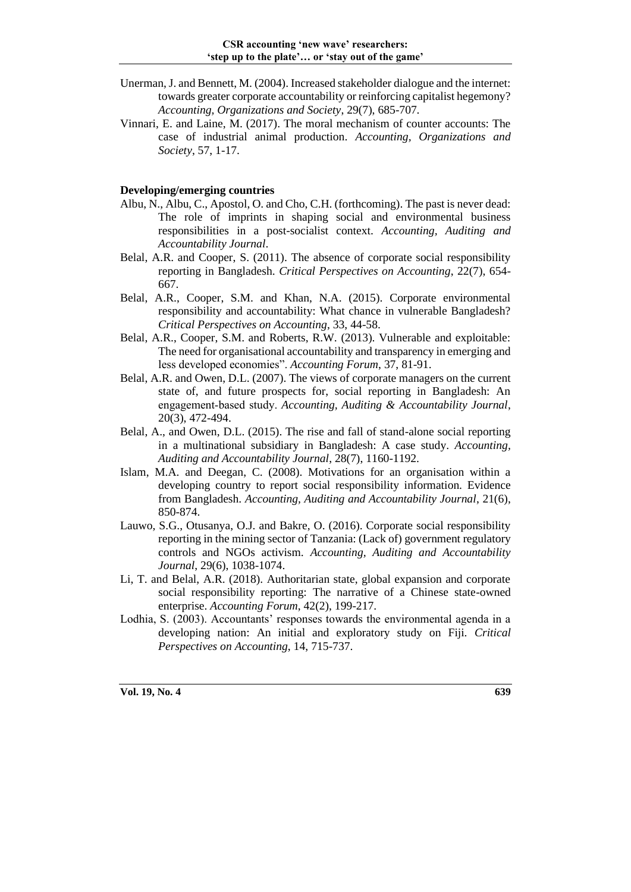Unerman, J. and Bennett, M. (2004). Increased stakeholder dialogue and the internet: towards greater corporate accountability or reinforcing capitalist hegemony? *Accounting, Organizations and Society*, 29(7), 685-707.

Vinnari, E. and Laine, M. (2017). The moral mechanism of counter accounts: The case of industrial animal production. *Accounting, Organizations and Society*, 57, 1-17.

**Developing/emerging countries**

Albu, N., Albu, C., Apostol, O. and Cho, C.H. (forthcoming). The past is never dead: The role of imprints in shaping social and environmental business responsibilities in a post-socialist context. *Accounting, Auditing and Accountability Journal*.

Belal, A.R. and Cooper, S. (2011). The absence of corporate social responsibility reporting in Bangladesh. *Critical Perspectives on Accounting*, 22(7), 654-667.

Belal, A.R., Cooper, S.M. and Khan, N.A. (2015). Corporate environmental responsibility and accountability: What chance in vulnerable Bangladesh? *Critical Perspectives on Accounting*, 33, 44-58.

Belal, A.R., Cooper, S.M. and Roberts, R.W. (2013). Vulnerable and exploitable: The need for organisational accountability and transparency in emerging and less developed economies". *Accounting Forum*, 37, 81-91.

Belal, A.R. and Owen, D.L. (2007). The views of corporate managers on the current state of, and future prospects for, social reporting in Bangladesh: An engagement-based study. *Accounting, Auditing & Accountability Journal*, 20(3), 472-494.

Belal, A., and Owen, D.L. (2015). The rise and fall of stand-alone social reporting in a multinational subsidiary in Bangladesh: A case study. *Accounting, Auditing and Accountability Journal*, 28(7), 1160-1192.

Islam, M.A. and Deegan, C. (2008). Motivations for an organisation within a developing country to report social responsibility information. Evidence from Bangladesh. *Accounting, Auditing and Accountability Journal*, 21(6), 850-874.

Lauwo, S.G., Otusanya, O.J. and Bakre, O. (2016). Corporate social responsibility reporting in the mining sector of Tanzania: (Lack of) government regulatory controls and NGOs activism. *Accounting, Auditing and Accountability Journal*, 29(6), 1038-1074.

Li, T. and Belal, A.R. (2018). Authoritarian state, global expansion and corporate social responsibility reporting: The narrative of a Chinese state-owned enterprise. *Accounting Forum*, 42(2), 199-217.

Lodhia, S. (2003). Accountants' responses towards the environmental agenda in a developing nation: An initial and exploratory study on Fiji. *Critical Perspectives on Accounting*, 14, 715-737.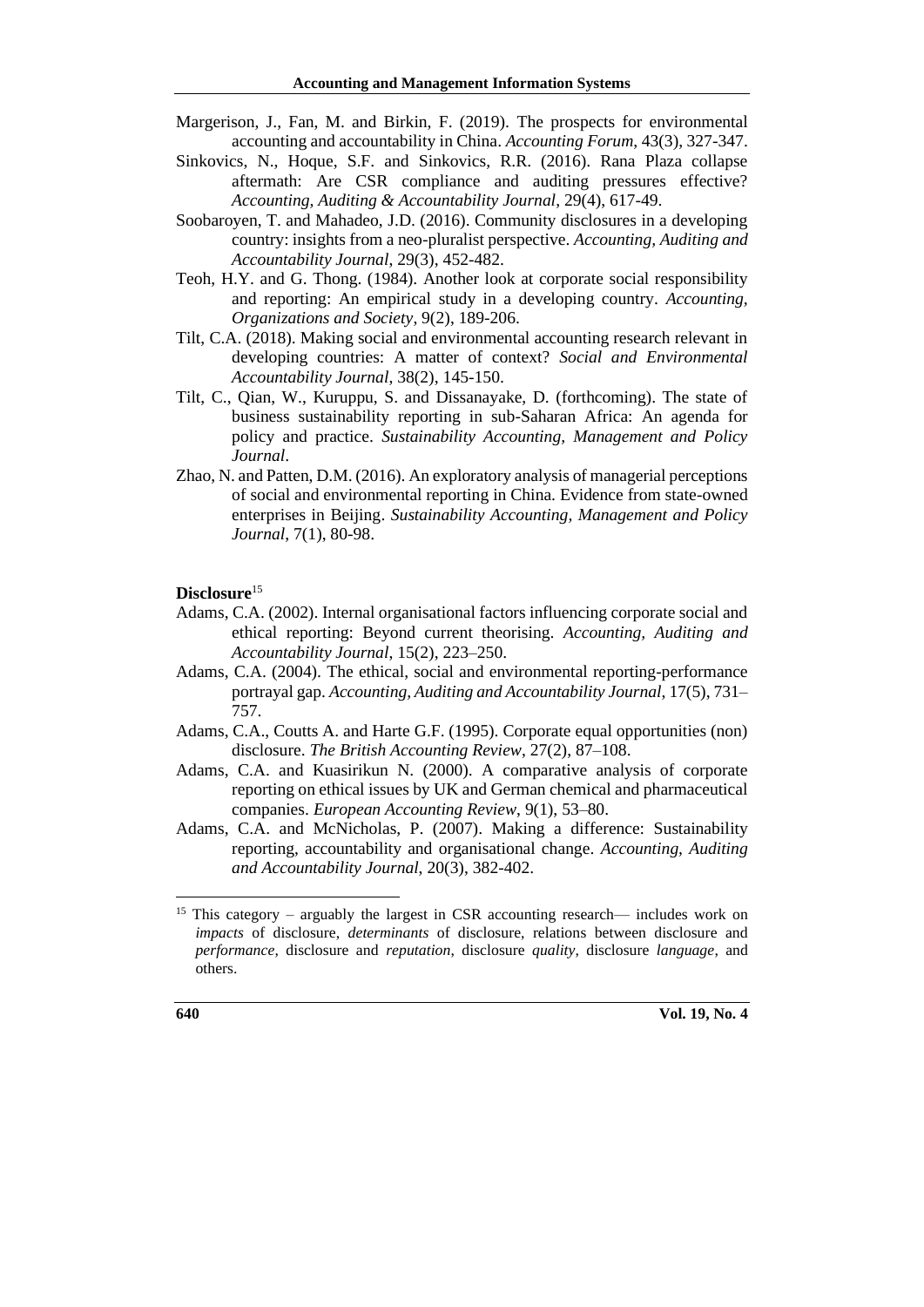Margerison, J., Fan, M. and Birkin, F. (2019). The prospects for environmental accounting and accountability in China. *Accounting Forum*, 43(3), 327-347.

Sinkovics, N., Hoque, S.F. and Sinkovics, R.R. (2016). Rana Plaza collapse aftermath: Are CSR compliance and auditing pressures effective? *Accounting, Auditing & Accountability Journal*, 29(4), 617-49.

Soobaroyen, T. and Mahadeo, J.D. (2016). Community disclosures in a developing country: insights from a neo-pluralist perspective. *Accounting, Auditing and Accountability Journal*, 29(3), 452-482.

Teoh, H.Y. and G. Thong. (1984). Another look at corporate social responsibility and reporting: An empirical study in a developing country. *Accounting, Organizations and Society*, 9(2), 189-206.

Tilt, C.A. (2018). Making social and environmental accounting research relevant in developing countries: A matter of context? *Social and Environmental Accountability Journal*, 38(2), 145-150.

Tilt, C., Qian, W., Kuruppu, S. and Dissanayake, D. (forthcoming). The state of business sustainability reporting in sub-Saharan Africa: An agenda for policy and practice. *Sustainability Accounting, Management and Policy Journal*.

Zhao, N. and Patten, D.M. (2016). An exploratory analysis of managerial perceptions of social and environmental reporting in China. Evidence from state-owned enterprises in Beijing. *Sustainability Accounting, Management and Policy Journal*, 7(1), 80-98.

**Disclosure**[15]

Adams, C.A. (2002). Internal organisational factors influencing corporate social and ethical reporting: Beyond current theorising. *Accounting, Auditing and Accountability Journal*, 15(2), 223–250.

Adams, C.A. (2004). The ethical, social and environmental reporting-performance portrayal gap. *Accounting, Auditing and Accountability Journal*, 17(5), 731–757.

Adams, C.A., Coutts A. and Harte G.F. (1995). Corporate equal opportunities (non) disclosure. *The British Accounting Review*, 27(2), 87–108.

Adams, C.A. and Kuasirikun N. (2000). A comparative analysis of corporate reporting on ethical issues by UK and German chemical and pharmaceutical companies. *European Accounting Review*, 9(1), 53–80.

Adams, C.A. and McNicholas, P. (2007). Making a difference: Sustainability reporting, accountability and organisational change. *Accounting, Auditing and Accountability Journal*, 20(3), 382-402.

---

[15] This category – arguably the largest in CSR accounting research— includes work on *impacts* of disclosure, *determinants* of disclosure, relations between disclosure and *performance*, disclosure and *reputation*, disclosure *quality*, disclosure *language*, and others.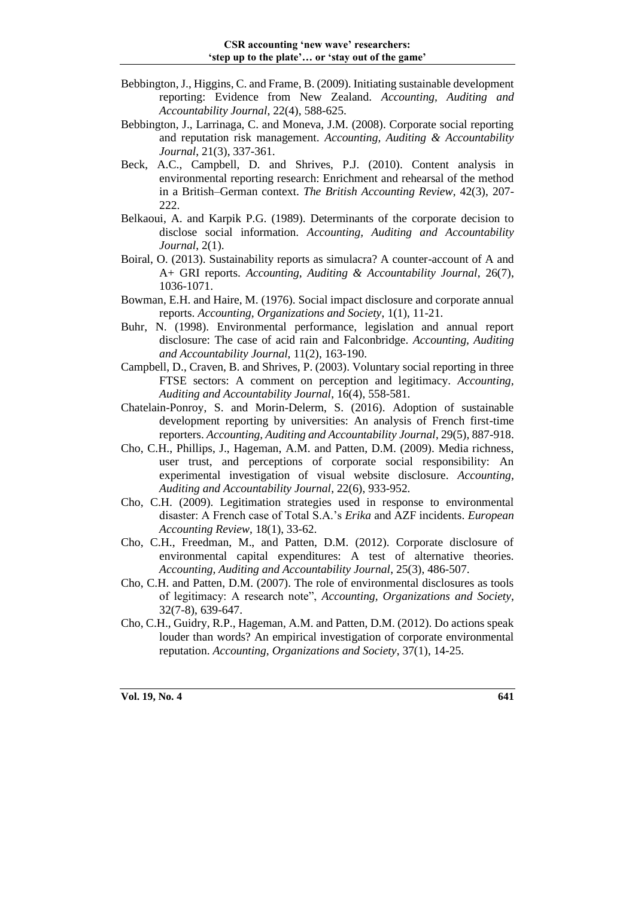Bebbington, J., Higgins, C. and Frame, B. (2009). Initiating sustainable development reporting: Evidence from New Zealand. *Accounting, Auditing and Accountability Journal*, 22(4), 588-625.

Bebbington, J., Larrinaga, C. and Moneva, J.M. (2008). Corporate social reporting and reputation risk management. *Accounting, Auditing & Accountability Journal*, 21(3), 337-361.

Beck, A.C., Campbell, D. and Shrives, P.J. (2010). Content analysis in environmental reporting research: Enrichment and rehearsal of the method in a British–German context. *The British Accounting Review*, 42(3), 207-222.

Belkaoui, A. and Karpik P.G. (1989). Determinants of the corporate decision to disclose social information. *Accounting, Auditing and Accountability Journal*, 2(1).

Boiral, O. (2013). Sustainability reports as simulacra? A counter-account of A and A+ GRI reports. *Accounting, Auditing & Accountability Journal*, 26(7), 1036-1071.

Bowman, E.H. and Haire, M. (1976). Social impact disclosure and corporate annual reports. *Accounting, Organizations and Society*, 1(1), 11-21.

Buhr, N. (1998). Environmental performance, legislation and annual report disclosure: The case of acid rain and Falconbridge. *Accounting, Auditing and Accountability Journal*, 11(2), 163-190.

Campbell, D., Craven, B. and Shrives, P. (2003). Voluntary social reporting in three FTSE sectors: A comment on perception and legitimacy. *Accounting, Auditing and Accountability Journal*, 16(4), 558-581.

Chatelain-Ponroy, S. and Morin-Delerm, S. (2016). Adoption of sustainable development reporting by universities: An analysis of French first-time reporters. *Accounting, Auditing and Accountability Journal*, 29(5), 887-918.

Cho, C.H., Phillips, J., Hageman, A.M. and Patten, D.M. (2009). Media richness, user trust, and perceptions of corporate social responsibility: An experimental investigation of visual website disclosure. *Accounting, Auditing and Accountability Journal*, 22(6), 933-952.

Cho, C.H. (2009). Legitimation strategies used in response to environmental disaster: A French case of Total S.A.'s *Erika* and AZF incidents. *European Accounting Review*, 18(1), 33-62.

Cho, C.H., Freedman, M., and Patten, D.M. (2012). Corporate disclosure of environmental capital expenditures: A test of alternative theories. *Accounting, Auditing and Accountability Journal*, 25(3), 486-507.

Cho, C.H. and Patten, D.M. (2007). The role of environmental disclosures as tools of legitimacy: A research note", *Accounting, Organizations and Society*, 32(7-8), 639-647.

Cho, C.H., Guidry, R.P., Hageman, A.M. and Patten, D.M. (2012). Do actions speak louder than words? An empirical investigation of corporate environmental reputation. *Accounting, Organizations and Society*, 37(1), 14-25.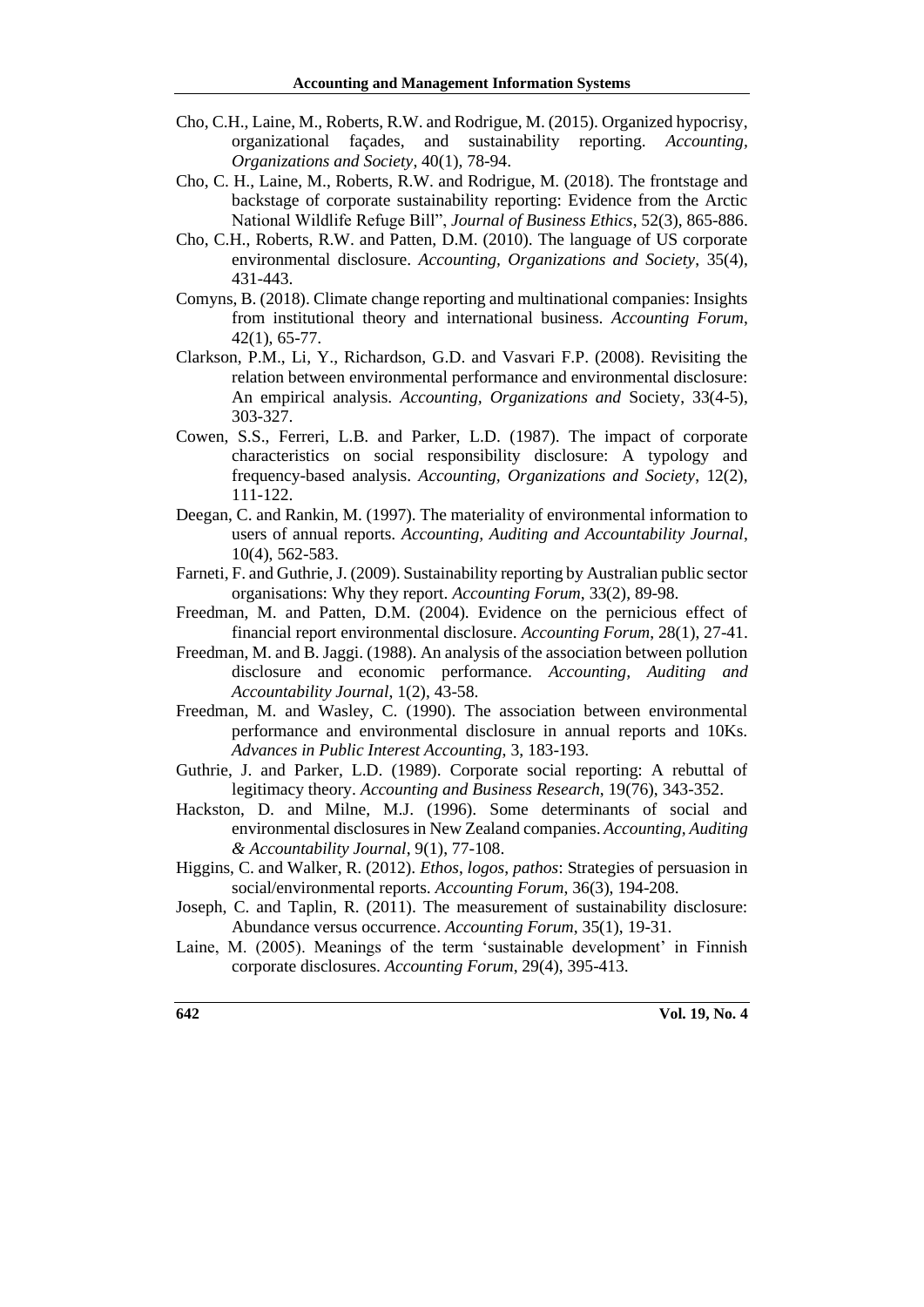Cho, C.H., Laine, M., Roberts, R.W. and Rodrigue, M. (2015). Organized hypocrisy, organizational façades, and sustainability reporting. *Accounting, Organizations and Society*, 40(1), 78-94.

Cho, C. H., Laine, M., Roberts, R.W. and Rodrigue, M. (2018). The frontstage and backstage of corporate sustainability reporting: Evidence from the Arctic National Wildlife Refuge Bill", *Journal of Business Ethics*, 52(3), 865-886.

Cho, C.H., Roberts, R.W. and Patten, D.M. (2010). The language of US corporate environmental disclosure. *Accounting, Organizations and Society*, 35(4), 431-443.

Comyns, B. (2018). Climate change reporting and multinational companies: Insights from institutional theory and international business. *Accounting Forum*, 42(1), 65-77.

Clarkson, P.M., Li, Y., Richardson, G.D. and Vasvari F.P. (2008). Revisiting the relation between environmental performance and environmental disclosure: An empirical analysis. *Accounting, Organizations and* Society, 33(4-5), 303-327.

Cowen, S.S., Ferreri, L.B. and Parker, L.D. (1987). The impact of corporate characteristics on social responsibility disclosure: A typology and frequency-based analysis. *Accounting, Organizations and Society*, 12(2), 111-122.

Deegan, C. and Rankin, M. (1997). The materiality of environmental information to users of annual reports. *Accounting, Auditing and Accountability Journal*, 10(4), 562-583.

Farneti, F. and Guthrie, J. (2009). Sustainability reporting by Australian public sector organisations: Why they report. *Accounting Forum*, 33(2), 89-98.

Freedman, M. and Patten, D.M. (2004). Evidence on the pernicious effect of financial report environmental disclosure. *Accounting Forum*, 28(1), 27-41.

Freedman, M. and B. Jaggi. (1988). An analysis of the association between pollution disclosure and economic performance. *Accounting, Auditing and Accountability Journal*, 1(2), 43-58.

Freedman, M. and Wasley, C. (1990). The association between environmental performance and environmental disclosure in annual reports and 10Ks. *Advances in Public Interest Accounting*, 3, 183-193.

Guthrie, J. and Parker, L.D. (1989). Corporate social reporting: A rebuttal of legitimacy theory. *Accounting and Business Research*, 19(76), 343-352.

Hackston, D. and Milne, M.J. (1996). Some determinants of social and environmental disclosures in New Zealand companies. *Accounting, Auditing & Accountability Journal*, 9(1), 77-108.

Higgins, C. and Walker, R. (2012). *Ethos*, *logos*, *pathos*: Strategies of persuasion in social/environmental reports. *Accounting Forum*, 36(3), 194-208.

Joseph, C. and Taplin, R. (2011). The measurement of sustainability disclosure: Abundance versus occurrence. *Accounting Forum*, 35(1), 19-31.

Laine, M. (2005). Meanings of the term 'sustainable development' in Finnish corporate disclosures. *Accounting Forum*, 29(4), 395-413.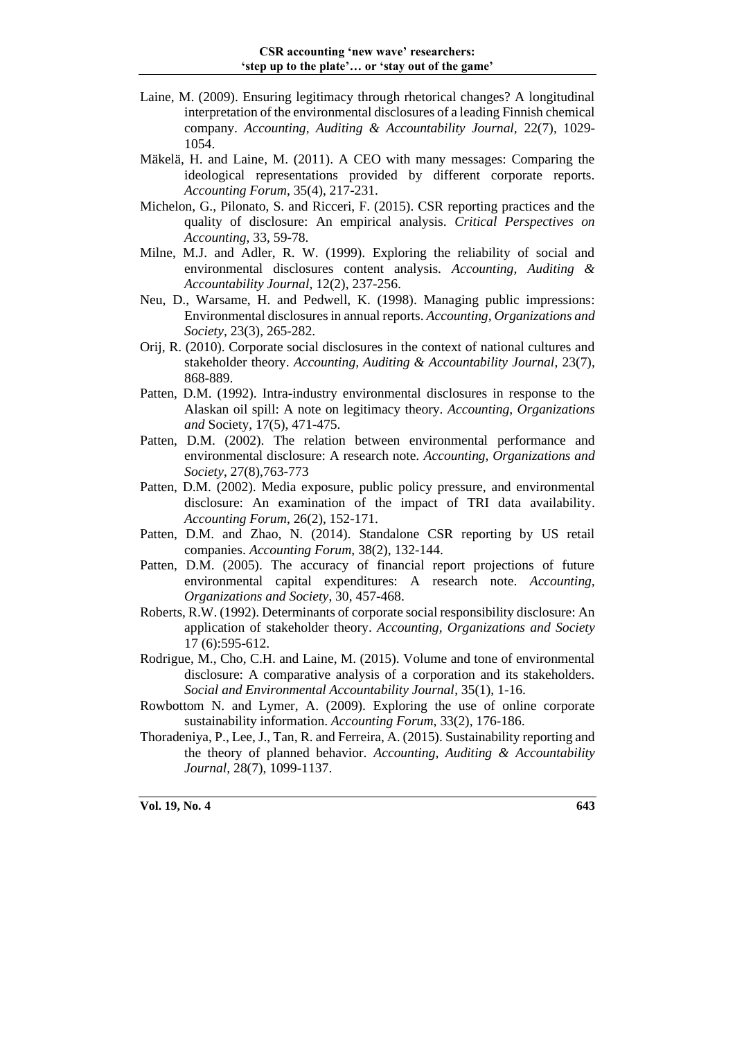Laine, M. (2009). Ensuring legitimacy through rhetorical changes? A longitudinal interpretation of the environmental disclosures of a leading Finnish chemical company. *Accounting, Auditing & Accountability Journal*, 22(7), 1029-1054.

Mäkelä, H. and Laine, M. (2011). A CEO with many messages: Comparing the ideological representations provided by different corporate reports. *Accounting Forum*, 35(4), 217-231.

Michelon, G., Pilonato, S. and Ricceri, F. (2015). CSR reporting practices and the quality of disclosure: An empirical analysis. *Critical Perspectives on Accounting*, 33, 59-78.

Milne, M.J. and Adler, R. W. (1999). Exploring the reliability of social and environmental disclosures content analysis. *Accounting, Auditing & Accountability Journal*, 12(2), 237-256.

Neu, D., Warsame, H. and Pedwell, K. (1998). Managing public impressions: Environmental disclosures in annual reports. *Accounting, Organizations and Society*, 23(3), 265-282.

Orij, R. (2010). Corporate social disclosures in the context of national cultures and stakeholder theory. *Accounting, Auditing & Accountability Journal*, 23(7), 868-889.

Patten, D.M. (1992). Intra-industry environmental disclosures in response to the Alaskan oil spill: A note on legitimacy theory. *Accounting, Organizations and* Society, 17(5), 471-475.

Patten, D.M. (2002). The relation between environmental performance and environmental disclosure: A research note. *Accounting, Organizations and Society*, 27(8),763-773

Patten, D.M. (2002). Media exposure, public policy pressure, and environmental disclosure: An examination of the impact of TRI data availability. *Accounting Forum*, 26(2), 152-171.

Patten, D.M. and Zhao, N. (2014). Standalone CSR reporting by US retail companies. *Accounting Forum*, 38(2), 132-144.

Patten, D.M. (2005). The accuracy of financial report projections of future environmental capital expenditures: A research note. *Accounting, Organizations and Society*, 30, 457-468.

Roberts, R.W. (1992). Determinants of corporate social responsibility disclosure: An application of stakeholder theory. *Accounting, Organizations and Society* 17 (6):595-612.

Rodrigue, M., Cho, C.H. and Laine, M. (2015). Volume and tone of environmental disclosure: A comparative analysis of a corporation and its stakeholders. *Social and Environmental Accountability Journal*, 35(1), 1-16.

Rowbottom N. and Lymer, A. (2009). Exploring the use of online corporate sustainability information. *Accounting Forum*, 33(2), 176-186.

Thoradeniya, P., Lee, J., Tan, R. and Ferreira, A. (2015). Sustainability reporting and the theory of planned behavior. *Accounting, Auditing & Accountability Journal*, 28(7), 1099-1137.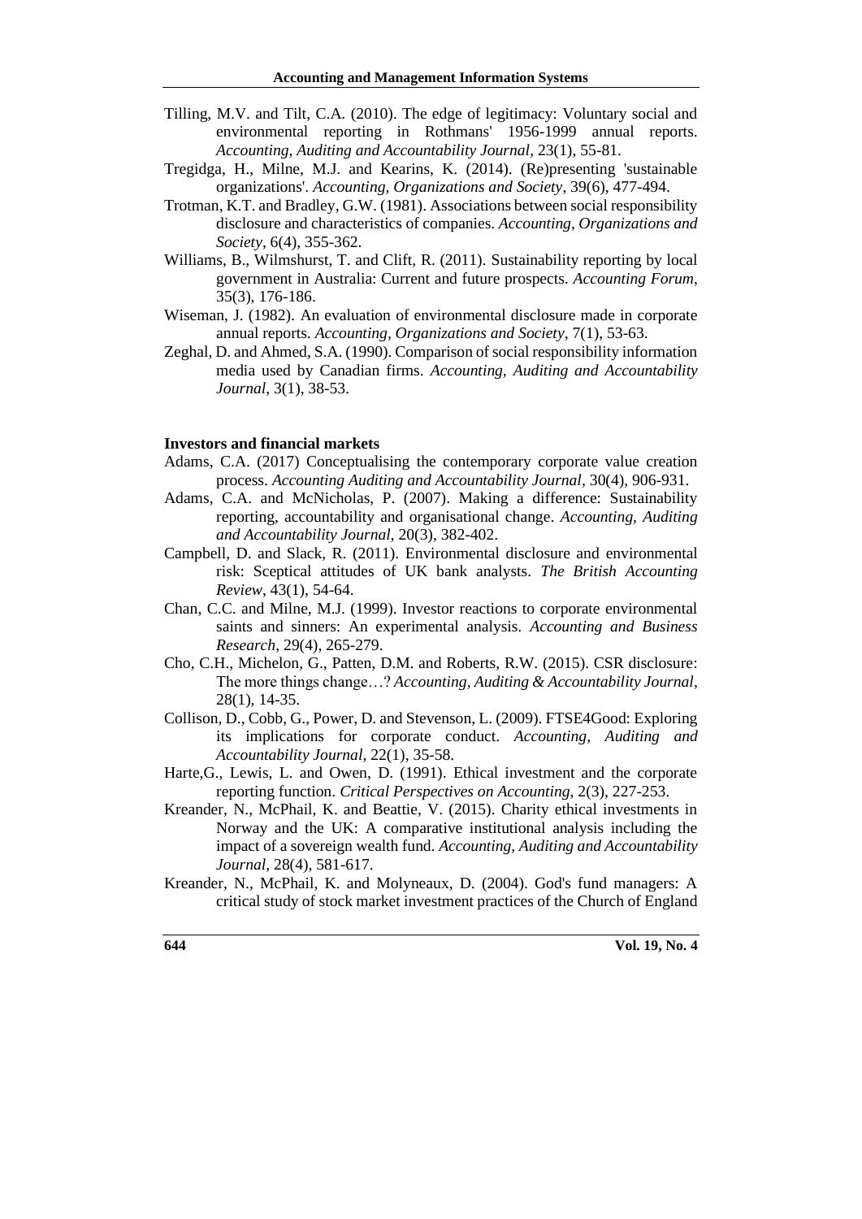Tilling, M.V. and Tilt, C.A. (2010). The edge of legitimacy: Voluntary social and environmental reporting in Rothmans' 1956-1999 annual reports. *Accounting, Auditing and Accountability Journal*, 23(1), 55-81.

Tregidga, H., Milne, M.J. and Kearins, K. (2014). (Re)presenting 'sustainable organizations'. *Accounting, Organizations and Society*, 39(6), 477-494.

Trotman, K.T. and Bradley, G.W. (1981). Associations between social responsibility disclosure and characteristics of companies. *Accounting, Organizations and Society*, 6(4), 355-362.

Williams, B., Wilmshurst, T. and Clift, R. (2011). Sustainability reporting by local government in Australia: Current and future prospects. *Accounting Forum*, 35(3), 176-186.

Wiseman, J. (1982). An evaluation of environmental disclosure made in corporate annual reports. *Accounting, Organizations and Society*, 7(1), 53-63.

Zeghal, D. and Ahmed, S.A. (1990). Comparison of social responsibility information media used by Canadian firms. *Accounting, Auditing and Accountability Journal*, 3(1), 38-53.

**Investors and financial markets**

Adams, C.A. (2017) Conceptualising the contemporary corporate value creation process. *Accounting Auditing and Accountability Journal*, 30(4), 906-931.

Adams, C.A. and McNicholas, P. (2007). Making a difference: Sustainability reporting, accountability and organisational change. *Accounting, Auditing and Accountability Journal*, 20(3), 382-402.

Campbell, D. and Slack, R. (2011). Environmental disclosure and environmental risk: Sceptical attitudes of UK bank analysts. *The British Accounting Review*, 43(1), 54-64.

Chan, C.C. and Milne, M.J. (1999). Investor reactions to corporate environmental saints and sinners: An experimental analysis. *Accounting and Business Research*, 29(4), 265-279.

Cho, C.H., Michelon, G., Patten, D.M. and Roberts, R.W. (2015). CSR disclosure: The more things change…? *Accounting, Auditing & Accountability Journal*, 28(1), 14-35.

Collison, D., Cobb, G., Power, D. and Stevenson, L. (2009). FTSE4Good: Exploring its implications for corporate conduct. *Accounting, Auditing and Accountability Journal*, 22(1), 35-58.

Harte,G., Lewis, L. and Owen, D. (1991). Ethical investment and the corporate reporting function. *Critical Perspectives on Accounting*, 2(3), 227-253.

Kreander, N., McPhail, K. and Beattie, V. (2015). Charity ethical investments in Norway and the UK: A comparative institutional analysis including the impact of a sovereign wealth fund. *Accounting, Auditing and Accountability Journal*, 28(4), 581-617.

Kreander, N., McPhail, K. and Molyneaux, D. (2004). God's fund managers: A critical study of stock market investment practices of the Church of England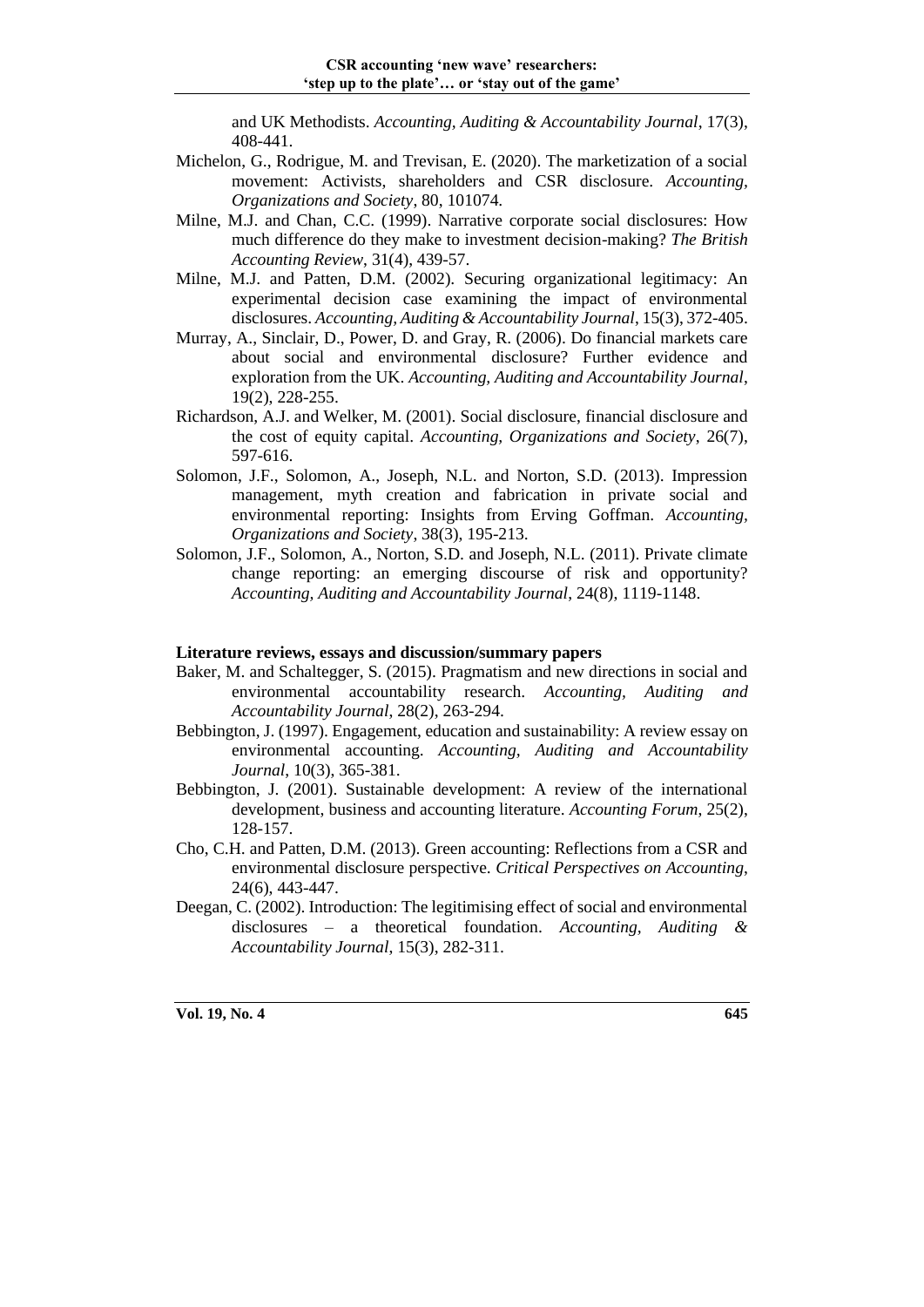and UK Methodists. *Accounting, Auditing & Accountability Journal*, 17(3), 408-441.

Michelon, G., Rodrigue, M. and Trevisan, E. (2020). The marketization of a social movement: Activists, shareholders and CSR disclosure. *Accounting, Organizations and Society*, 80, 101074.

Milne, M.J. and Chan, C.C. (1999). Narrative corporate social disclosures: How much difference do they make to investment decision-making? *The British Accounting Review*, 31(4), 439-57.

Milne, M.J. and Patten, D.M. (2002). Securing organizational legitimacy: An experimental decision case examining the impact of environmental disclosures. *Accounting, Auditing & Accountability Journal*, 15(3), 372-405.

Murray, A., Sinclair, D., Power, D. and Gray, R. (2006). Do financial markets care about social and environmental disclosure? Further evidence and exploration from the UK. *Accounting, Auditing and Accountability Journal*, 19(2), 228-255.

Richardson, A.J. and Welker, M. (2001). Social disclosure, financial disclosure and the cost of equity capital. *Accounting, Organizations and Society*, 26(7), 597-616.

Solomon, J.F., Solomon, A., Joseph, N.L. and Norton, S.D. (2013). Impression management, myth creation and fabrication in private social and environmental reporting: Insights from Erving Goffman. *Accounting, Organizations and Society*, 38(3), 195-213.

Solomon, J.F., Solomon, A., Norton, S.D. and Joseph, N.L. (2011). Private climate change reporting: an emerging discourse of risk and opportunity? *Accounting, Auditing and Accountability Journal*, 24(8), 1119-1148.

**Literature reviews, essays and discussion/summary papers**

Baker, M. and Schaltegger, S. (2015). Pragmatism and new directions in social and environmental accountability research. *Accounting, Auditing and Accountability Journal*, 28(2), 263-294.

Bebbington, J. (1997). Engagement, education and sustainability: A review essay on environmental accounting. *Accounting, Auditing and Accountability Journal*, 10(3), 365-381.

Bebbington, J. (2001). Sustainable development: A review of the international development, business and accounting literature. *Accounting Forum*, 25(2), 128-157.

Cho, C.H. and Patten, D.M. (2013). Green accounting: Reflections from a CSR and environmental disclosure perspective. *Critical Perspectives on Accounting*, 24(6), 443-447.

Deegan, C. (2002). Introduction: The legitimising effect of social and environmental disclosures – a theoretical foundation. *Accounting, Auditing & Accountability Journal*, 15(3), 282-311.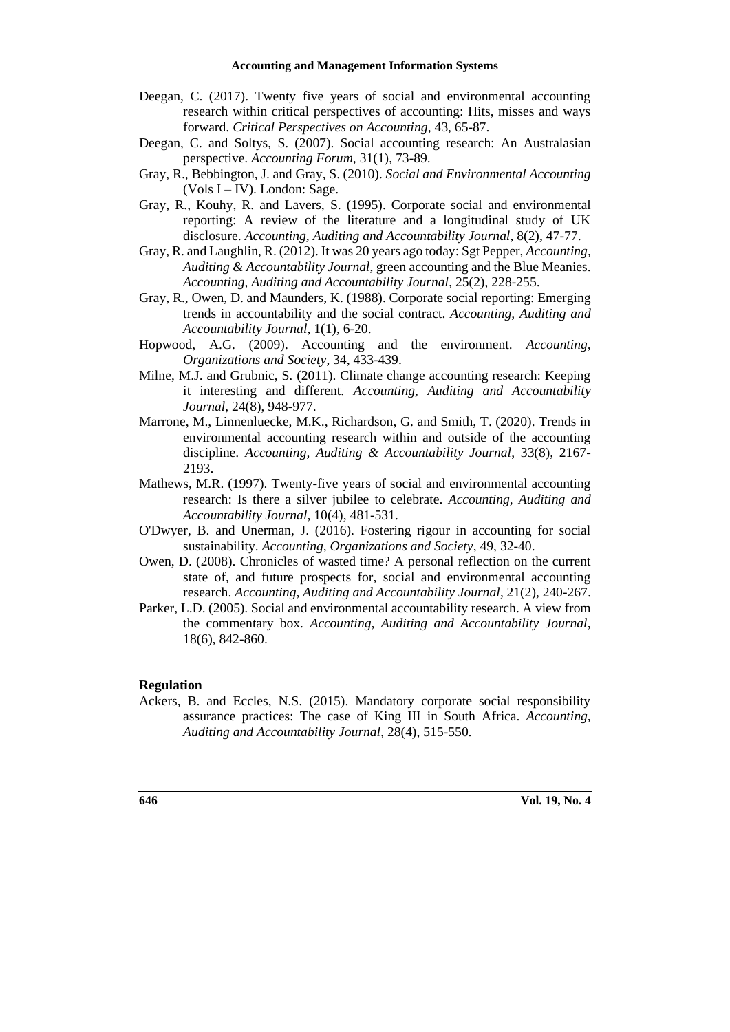Deegan, C. (2017). Twenty five years of social and environmental accounting research within critical perspectives of accounting: Hits, misses and ways forward. *Critical Perspectives on Accounting*, 43, 65-87.

Deegan, C. and Soltys, S. (2007). Social accounting research: An Australasian perspective. *Accounting Forum*, 31(1), 73-89.

Gray, R., Bebbington, J. and Gray, S. (2010). *Social and Environmental Accounting* (Vols I – IV). London: Sage.

Gray, R., Kouhy, R. and Lavers, S. (1995). Corporate social and environmental reporting: A review of the literature and a longitudinal study of UK disclosure. *Accounting, Auditing and Accountability Journal*, 8(2), 47-77.

Gray, R. and Laughlin, R. (2012). It was 20 years ago today: Sgt Pepper, *Accounting, Auditing & Accountability Journal*, green accounting and the Blue Meanies. *Accounting, Auditing and Accountability Journal*, 25(2), 228-255.

Gray, R., Owen, D. and Maunders, K. (1988). Corporate social reporting: Emerging trends in accountability and the social contract. *Accounting, Auditing and Accountability Journal*, 1(1), 6-20.

Hopwood, A.G. (2009). Accounting and the environment. *Accounting, Organizations and Society*, 34, 433-439.

Milne, M.J. and Grubnic, S. (2011). Climate change accounting research: Keeping it interesting and different. *Accounting, Auditing and Accountability Journal*, 24(8), 948-977.

Marrone, M., Linnenluecke, M.K., Richardson, G. and Smith, T. (2020). Trends in environmental accounting research within and outside of the accounting discipline. *Accounting, Auditing & Accountability Journal*, 33(8), 2167-2193.

Mathews, M.R. (1997). Twenty-five years of social and environmental accounting research: Is there a silver jubilee to celebrate. *Accounting, Auditing and Accountability Journal*, 10(4), 481-531.

O'Dwyer, B. and Unerman, J. (2016). Fostering rigour in accounting for social sustainability. *Accounting, Organizations and Society*, 49, 32-40.

Owen, D. (2008). Chronicles of wasted time? A personal reflection on the current state of, and future prospects for, social and environmental accounting research. *Accounting, Auditing and Accountability Journal*, 21(2), 240-267.

Parker, L.D. (2005). Social and environmental accountability research. A view from the commentary box. *Accounting, Auditing and Accountability Journal*, 18(6), 842-860.

**Regulation**

Ackers, B. and Eccles, N.S. (2015). Mandatory corporate social responsibility assurance practices: The case of King III in South Africa. *Accounting, Auditing and Accountability Journal*, 28(4), 515-550.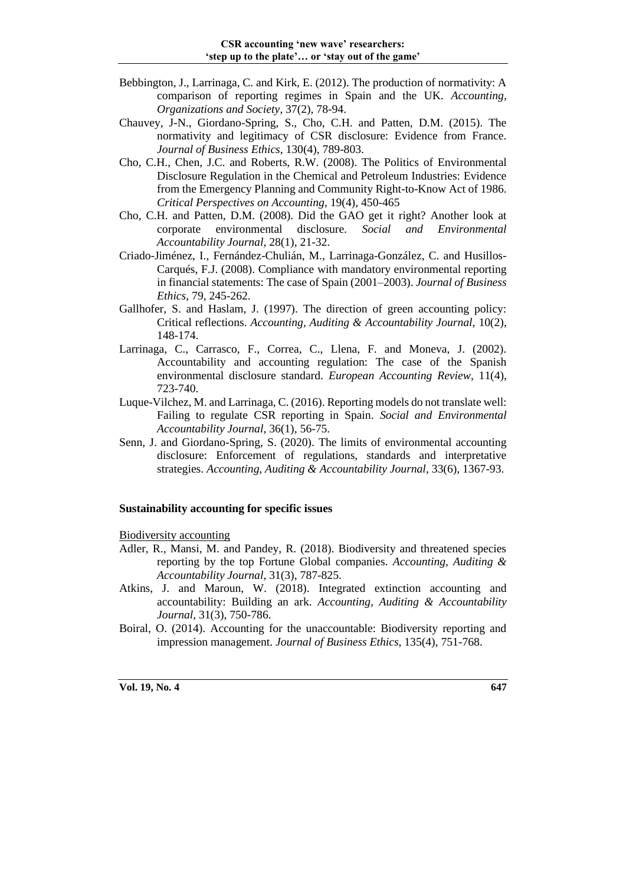Bebbington, J., Larrinaga, C. and Kirk, E. (2012). The production of normativity: A comparison of reporting regimes in Spain and the UK. *Accounting, Organizations and Society*, 37(2), 78-94.

Chauvey, J-N., Giordano-Spring, S., Cho, C.H. and Patten, D.M. (2015). The normativity and legitimacy of CSR disclosure: Evidence from France. *Journal of Business Ethics*, 130(4), 789-803.

Cho, C.H., Chen, J.C. and Roberts, R.W. (2008). The Politics of Environmental Disclosure Regulation in the Chemical and Petroleum Industries: Evidence from the Emergency Planning and Community Right-to-Know Act of 1986. *Critical Perspectives on Accounting*, 19(4), 450-465

Cho, C.H. and Patten, D.M. (2008). Did the GAO get it right? Another look at corporate environmental disclosure. *Social and Environmental Accountability Journal*, 28(1), 21-32.

Criado-Jiménez, I., Fernández-Chulián, M., Larrinaga-González, C. and Husillos-Carqués, F.J. (2008). Compliance with mandatory environmental reporting in financial statements: The case of Spain (2001–2003). *Journal of Business Ethics*, 79, 245-262.

Gallhofer, S. and Haslam, J. (1997). The direction of green accounting policy: Critical reflections. *Accounting, Auditing & Accountability Journal*, 10(2), 148-174.

Larrinaga, C., Carrasco, F., Correa, C., Llena, F. and Moneva, J. (2002). Accountability and accounting regulation: The case of the Spanish environmental disclosure standard. *European Accounting Review*, 11(4), 723-740.

Luque-Vilchez, M. and Larrinaga, C. (2016). Reporting models do not translate well: Failing to regulate CSR reporting in Spain. *Social and Environmental Accountability Journal*, 36(1), 56-75.

Senn, J. and Giordano-Spring, S. (2020). The limits of environmental accounting disclosure: Enforcement of regulations, standards and interpretative strategies. *Accounting, Auditing & Accountability Journal*, 33(6), 1367-93.

## Sustainability accounting for specific issues

Biodiversity accounting

Adler, R., Mansi, M. and Pandey, R. (2018). Biodiversity and threatened species reporting by the top Fortune Global companies. *Accounting, Auditing & Accountability Journal*, 31(3), 787-825.

Atkins, J. and Maroun, W. (2018). Integrated extinction accounting and accountability: Building an ark. *Accounting, Auditing & Accountability Journal*, 31(3), 750-786.

Boiral, O. (2014). Accounting for the unaccountable: Biodiversity reporting and impression management. *Journal of Business Ethics*, 135(4), 751-768.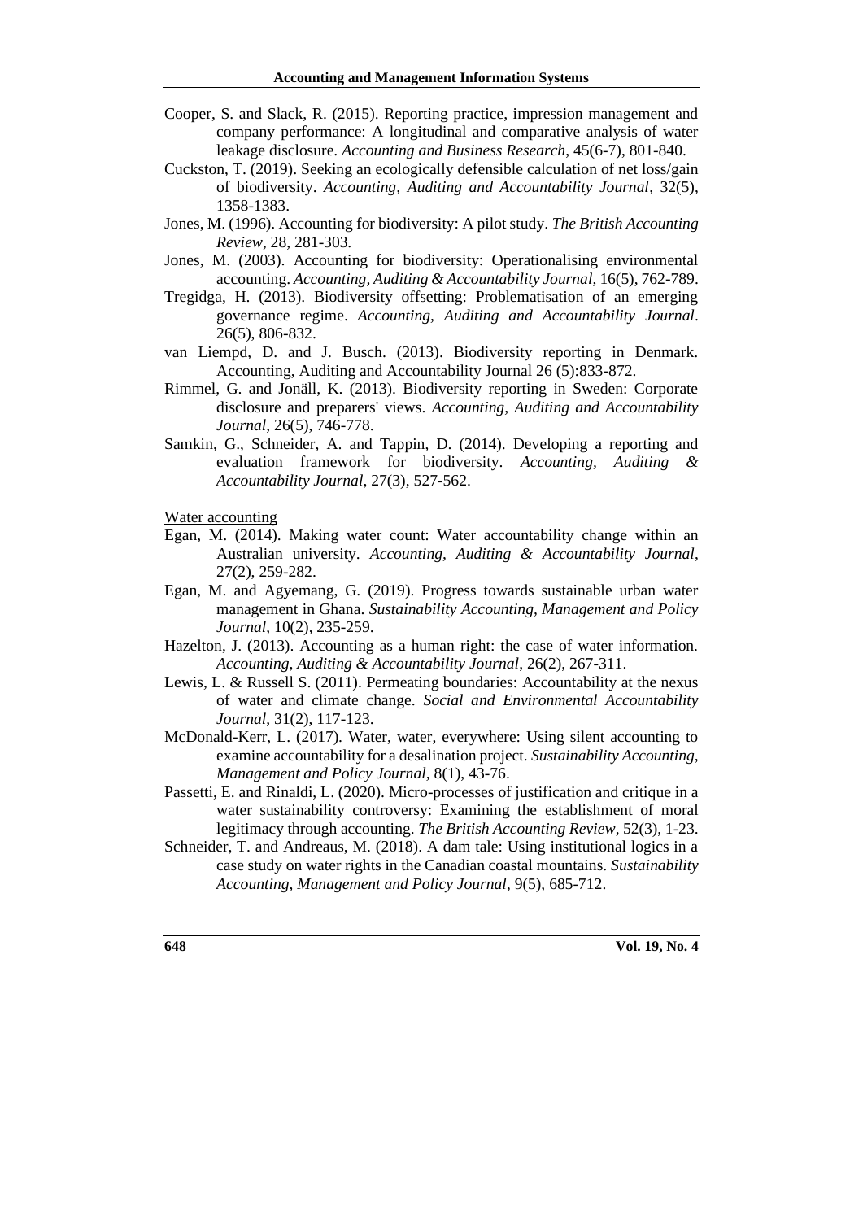Cooper, S. and Slack, R. (2015). Reporting practice, impression management and company performance: A longitudinal and comparative analysis of water leakage disclosure. *Accounting and Business Research*, 45(6-7), 801-840.

Cuckston, T. (2019). Seeking an ecologically defensible calculation of net loss/gain of biodiversity. *Accounting, Auditing and Accountability Journal*, 32(5), 1358-1383.

Jones, M. (1996). Accounting for biodiversity: A pilot study. *The British Accounting Review*, 28, 281-303.

Jones, M. (2003). Accounting for biodiversity: Operationalising environmental accounting. *Accounting, Auditing & Accountability Journal*, 16(5), 762-789.

Tregidga, H. (2013). Biodiversity offsetting: Problematisation of an emerging governance regime. *Accounting, Auditing and Accountability Journal*. 26(5), 806-832.

van Liempd, D. and J. Busch. (2013). Biodiversity reporting in Denmark. Accounting, Auditing and Accountability Journal 26 (5):833-872.

Rimmel, G. and Jonäll, K. (2013). Biodiversity reporting in Sweden: Corporate disclosure and preparers' views. *Accounting, Auditing and Accountability Journal*, 26(5), 746-778.

Samkin, G., Schneider, A. and Tappin, D. (2014). Developing a reporting and evaluation framework for biodiversity. *Accounting, Auditing & Accountability Journal*, 27(3), 527-562.

<u>Water accounting</u>

Egan, M. (2014). Making water count: Water accountability change within an Australian university. *Accounting, Auditing & Accountability Journal*, 27(2), 259-282.

Egan, M. and Agyemang, G. (2019). Progress towards sustainable urban water management in Ghana. *Sustainability Accounting, Management and Policy Journal*, 10(2), 235-259.

Hazelton, J. (2013). Accounting as a human right: the case of water information. *Accounting, Auditing & Accountability Journal*, 26(2), 267-311.

Lewis, L. & Russell S. (2011). Permeating boundaries: Accountability at the nexus of water and climate change. *Social and Environmental Accountability Journal*, 31(2), 117-123.

McDonald-Kerr, L. (2017). Water, water, everywhere: Using silent accounting to examine accountability for a desalination project. *Sustainability Accounting, Management and Policy Journal*, 8(1), 43-76.

Passetti, E. and Rinaldi, L. (2020). Micro-processes of justification and critique in a water sustainability controversy: Examining the establishment of moral legitimacy through accounting. *The British Accounting Review*, 52(3), 1-23.

Schneider, T. and Andreaus, M. (2018). A dam tale: Using institutional logics in a case study on water rights in the Canadian coastal mountains. *Sustainability Accounting, Management and Policy Journal*, 9(5), 685-712.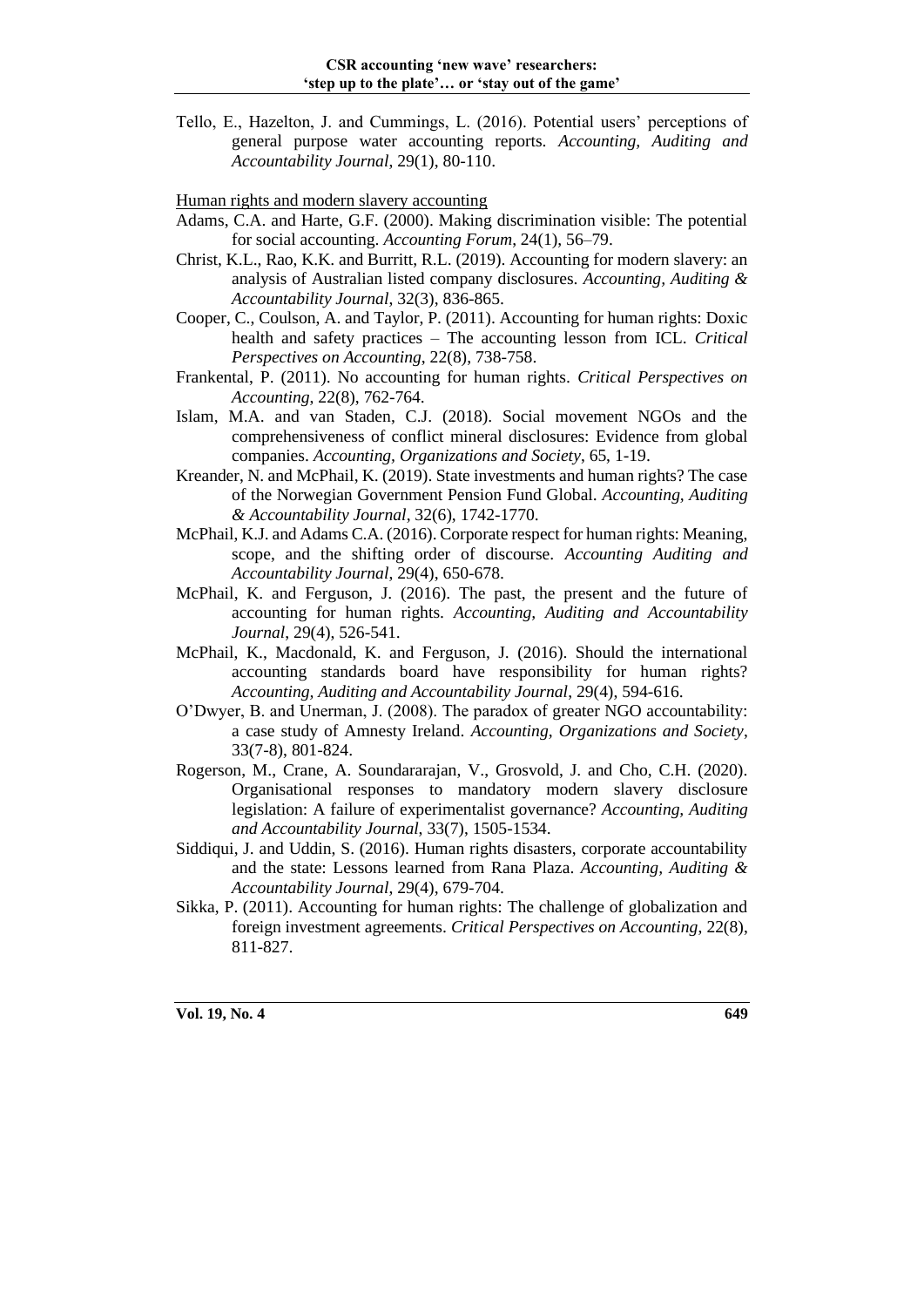Tello, E., Hazelton, J. and Cummings, L. (2016). Potential users' perceptions of general purpose water accounting reports. *Accounting, Auditing and Accountability Journal*, 29(1), 80-110.

Human rights and modern slavery accounting

Adams, C.A. and Harte, G.F. (2000). Making discrimination visible: The potential for social accounting. *Accounting Forum*, 24(1), 56–79.

Christ, K.L., Rao, K.K. and Burritt, R.L. (2019). Accounting for modern slavery: an analysis of Australian listed company disclosures. *Accounting, Auditing & Accountability Journal*, 32(3), 836-865.

Cooper, C., Coulson, A. and Taylor, P. (2011). Accounting for human rights: Doxic health and safety practices – The accounting lesson from ICL. *Critical Perspectives on Accounting*, 22(8), 738-758.

Frankental, P. (2011). No accounting for human rights. *Critical Perspectives on Accounting*, 22(8), 762-764.

Islam, M.A. and van Staden, C.J. (2018). Social movement NGOs and the comprehensiveness of conflict mineral disclosures: Evidence from global companies. *Accounting, Organizations and Society*, 65, 1-19.

Kreander, N. and McPhail, K. (2019). State investments and human rights? The case of the Norwegian Government Pension Fund Global. *Accounting, Auditing & Accountability Journal*, 32(6), 1742-1770.

McPhail, K.J. and Adams C.A. (2016). Corporate respect for human rights: Meaning, scope, and the shifting order of discourse. *Accounting Auditing and Accountability Journal*, 29(4), 650-678.

McPhail, K. and Ferguson, J. (2016). The past, the present and the future of accounting for human rights. *Accounting, Auditing and Accountability Journal*, 29(4), 526-541.

McPhail, K., Macdonald, K. and Ferguson, J. (2016). Should the international accounting standards board have responsibility for human rights? *Accounting, Auditing and Accountability Journal*, 29(4), 594-616.

O'Dwyer, B. and Unerman, J. (2008). The paradox of greater NGO accountability: a case study of Amnesty Ireland. *Accounting, Organizations and Society*, 33(7-8), 801-824.

Rogerson, M., Crane, A. Soundararajan, V., Grosvold, J. and Cho, C.H. (2020). Organisational responses to mandatory modern slavery disclosure legislation: A failure of experimentalist governance? *Accounting, Auditing and Accountability Journal*, 33(7), 1505-1534.

Siddiqui, J. and Uddin, S. (2016). Human rights disasters, corporate accountability and the state: Lessons learned from Rana Plaza. *Accounting, Auditing & Accountability Journal*, 29(4), 679-704.

Sikka, P. (2011). Accounting for human rights: The challenge of globalization and foreign investment agreements. *Critical Perspectives on Accounting*, 22(8), 811-827.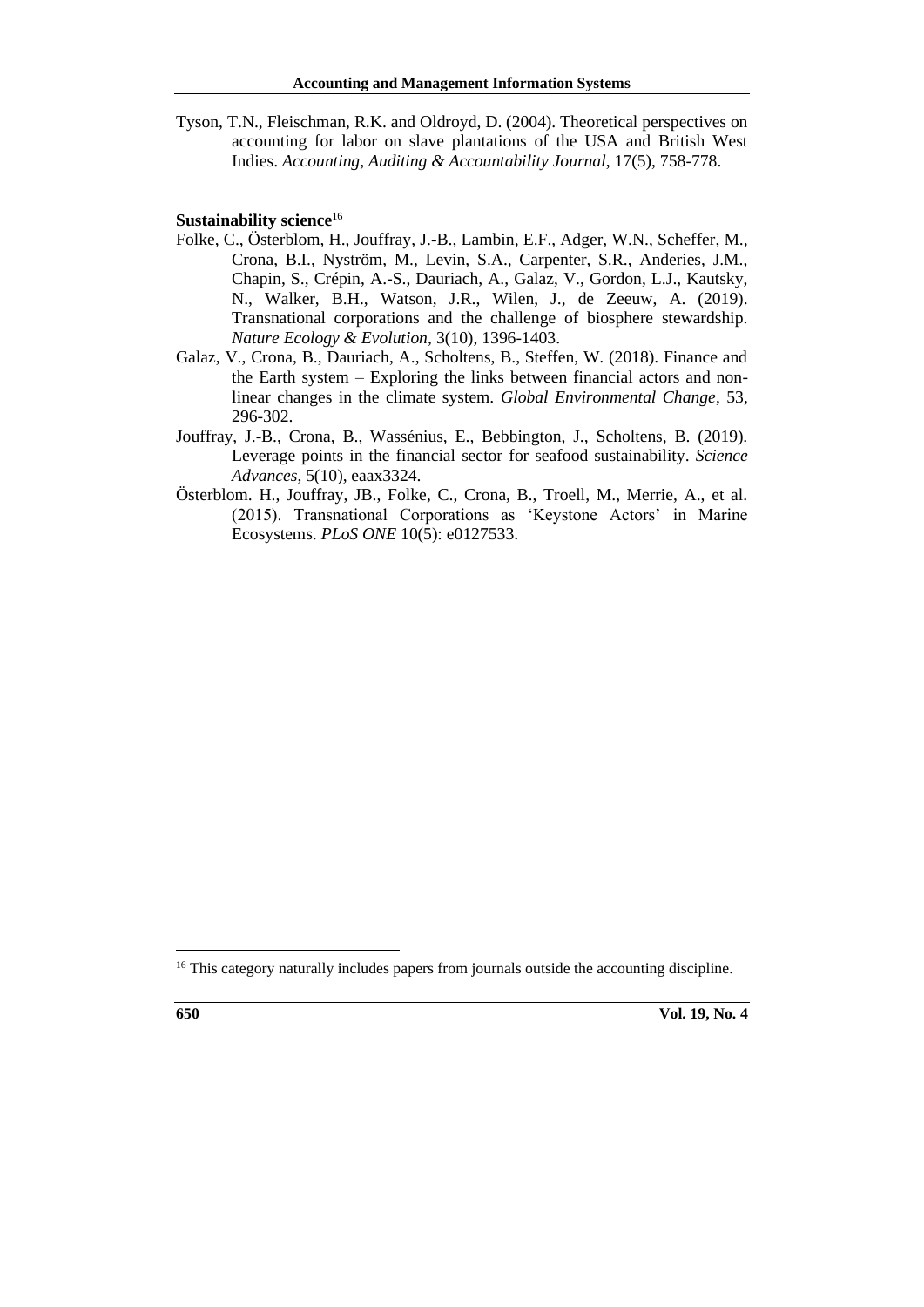Tyson, T.N., Fleischman, R.K. and Oldroyd, D. (2004). Theoretical perspectives on accounting for labor on slave plantations of the USA and British West Indies. *Accounting, Auditing & Accountability Journal*, 17(5), 758-778.

**Sustainability science**[16]

Folke, C., Österblom, H., Jouffray, J.-B., Lambin, E.F., Adger, W.N., Scheffer, M., Crona, B.I., Nyström, M., Levin, S.A., Carpenter, S.R., Anderies, J.M., Chapin, S., Crépin, A.-S., Dauriach, A., Galaz, V., Gordon, L.J., Kautsky, N., Walker, B.H., Watson, J.R., Wilen, J., de Zeeuw, A. (2019). Transnational corporations and the challenge of biosphere stewardship. *Nature Ecology & Evolution*, 3(10), 1396-1403.

Galaz, V., Crona, B., Dauriach, A., Scholtens, B., Steffen, W. (2018). Finance and the Earth system – Exploring the links between financial actors and non-linear changes in the climate system. *Global Environmental Change*, 53, 296-302.

Jouffray, J.-B., Crona, B., Wassénius, E., Bebbington, J., Scholtens, B. (2019). Leverage points in the financial sector for seafood sustainability. *Science Advances*, 5(10), eaax3324.

Österblom. H., Jouffray, JB., Folke, C., Crona, B., Troell, M., Merrie, A., et al. (2015). Transnational Corporations as 'Keystone Actors' in Marine Ecosystems. *PLoS ONE* 10(5): e0127533.

[16] This category naturally includes papers from journals outside the accounting discipline.